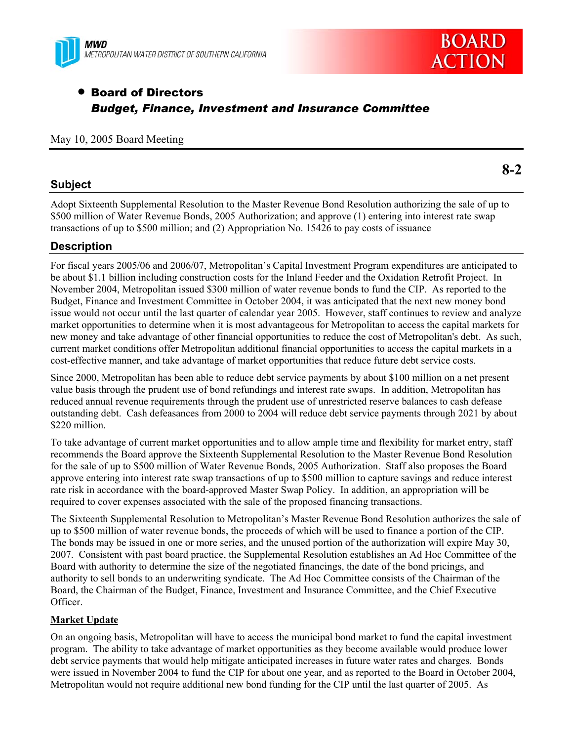MWD
METROPOLITAN WATER DISTRICT OF SOUTHERN CALIFORNIA

**BOARD ACTION**

- **Board of Directors**
  ***Budget, Finance, Investment and Insurance Committee***

May 10, 2005 Board Meeting

**8-2**

## Subject

Adopt Sixteenth Supplemental Resolution to the Master Revenue Bond Resolution authorizing the sale of up to $500 million of Water Revenue Bonds, 2005 Authorization; and approve (1) entering into interest rate swap transactions of up to $500 million; and (2) Appropriation No. 15426 to pay costs of issuance

## Description

For fiscal years 2005/06 and 2006/07, Metropolitan's Capital Investment Program expenditures are anticipated to be about $1.1 billion including construction costs for the Inland Feeder and the Oxidation Retrofit Project. In November 2004, Metropolitan issued $300 million of water revenue bonds to fund the CIP. As reported to the Budget, Finance and Investment Committee in October 2004, it was anticipated that the next new money bond issue would not occur until the last quarter of calendar year 2005. However, staff continues to review and analyze market opportunities to determine when it is most advantageous for Metropolitan to access the capital markets for new money and take advantage of other financial opportunities to reduce the cost of Metropolitan's debt. As such, current market conditions offer Metropolitan additional financial opportunities to access the capital markets in a cost-effective manner, and take advantage of market opportunities that reduce future debt service costs.

Since 2000, Metropolitan has been able to reduce debt service payments by about $100 million on a net present value basis through the prudent use of bond refundings and interest rate swaps. In addition, Metropolitan has reduced annual revenue requirements through the prudent use of unrestricted reserve balances to cash defease outstanding debt. Cash defeasances from 2000 to 2004 will reduce debt service payments through 2021 by about $220 million.

To take advantage of current market opportunities and to allow ample time and flexibility for market entry, staff recommends the Board approve the Sixteenth Supplemental Resolution to the Master Revenue Bond Resolution for the sale of up to $500 million of Water Revenue Bonds, 2005 Authorization. Staff also proposes the Board approve entering into interest rate swap transactions of up to $500 million to capture savings and reduce interest rate risk in accordance with the board-approved Master Swap Policy. In addition, an appropriation will be required to cover expenses associated with the sale of the proposed financing transactions.

The Sixteenth Supplemental Resolution to Metropolitan's Master Revenue Bond Resolution authorizes the sale of up to $500 million of water revenue bonds, the proceeds of which will be used to finance a portion of the CIP. The bonds may be issued in one or more series, and the unused portion of the authorization will expire May 30, 2007. Consistent with past board practice, the Supplemental Resolution establishes an Ad Hoc Committee of the Board with authority to determine the size of the negotiated financings, the date of the bond pricings, and authority to sell bonds to an underwriting syndicate. The Ad Hoc Committee consists of the Chairman of the Board, the Chairman of the Budget, Finance, Investment and Insurance Committee, and the Chief Executive Officer.

**Market Update**

On an ongoing basis, Metropolitan will have to access the municipal bond market to fund the capital investment program. The ability to take advantage of market opportunities as they become available would produce lower debt service payments that would help mitigate anticipated increases in future water rates and charges. Bonds were issued in November 2004 to fund the CIP for about one year, and as reported to the Board in October 2004, Metropolitan would not require additional new bond funding for the CIP until the last quarter of 2005. As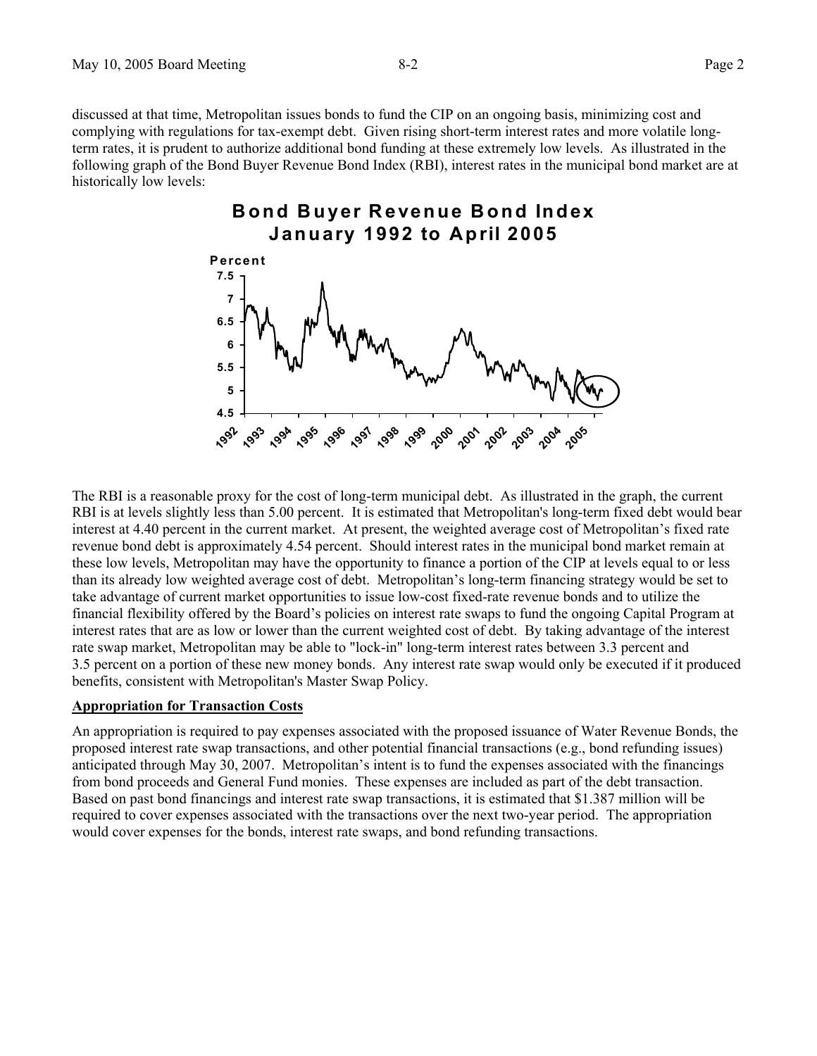discussed at that time, Metropolitan issues bonds to fund the CIP on an ongoing basis, minimizing cost and complying with regulations for tax-exempt debt. Given rising short-term interest rates and more volatile long-term rates, it is prudent to authorize additional bond funding at these extremely low levels. As illustrated in the following graph of the Bond Buyer Revenue Bond Index (RBI), interest rates in the municipal bond market are at historically low levels:

**Bond Buyer Revenue Bond Index**
**January 1992 to April 2005**

The RBI is a reasonable proxy for the cost of long-term municipal debt. As illustrated in the graph, the current RBI is at levels slightly less than 5.00 percent. It is estimated that Metropolitan's long-term fixed debt would bear interest at 4.40 percent in the current market. At present, the weighted average cost of Metropolitan's fixed rate revenue bond debt is approximately 4.54 percent. Should interest rates in the municipal bond market remain at these low levels, Metropolitan may have the opportunity to finance a portion of the CIP at levels equal to or less than its already low weighted average cost of debt. Metropolitan's long-term financing strategy would be set to take advantage of current market opportunities to issue low-cost fixed-rate revenue bonds and to utilize the financial flexibility offered by the Board's policies on interest rate swaps to fund the ongoing Capital Program at interest rates that are as low or lower than the current weighted cost of debt. By taking advantage of the interest rate swap market, Metropolitan may be able to "lock-in" long-term interest rates between 3.3 percent and 3.5 percent on a portion of these new money bonds. Any interest rate swap would only be executed if it produced benefits, consistent with Metropolitan's Master Swap Policy.

**Appropriation for Transaction Costs**

An appropriation is required to pay expenses associated with the proposed issuance of Water Revenue Bonds, the proposed interest rate swap transactions, and other potential financial transactions (e.g., bond refunding issues) anticipated through May 30, 2007. Metropolitan's intent is to fund the expenses associated with the financings from bond proceeds and General Fund monies. These expenses are included as part of the debt transaction. Based on past bond financings and interest rate swap transactions, it is estimated that $1.387 million will be required to cover expenses associated with the transactions over the next two-year period. The appropriation would cover expenses for the bonds, interest rate swaps, and bond refunding transactions.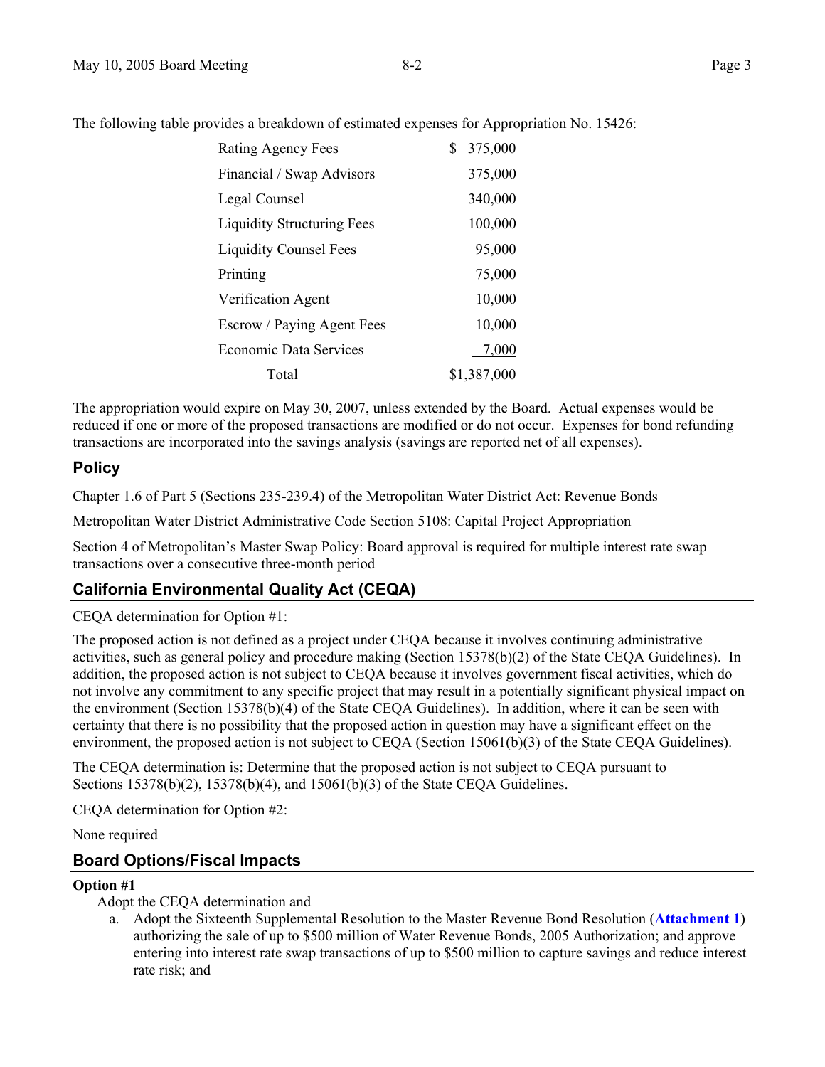The following table provides a breakdown of estimated expenses for Appropriation No. 15426:

| Item | Amount |
| --- | --- |
| Rating Agency Fees | $ 375,000 |
| Financial / Swap Advisors | 375,000 |
| Legal Counsel | 340,000 |
| Liquidity Structuring Fees | 100,000 |
| Liquidity Counsel Fees | 95,000 |
| Printing | 75,000 |
| Verification Agent | 10,000 |
| Escrow / Paying Agent Fees | 10,000 |
| Economic Data Services | 7,000 |
| Total | $1,387,000 |

The appropriation would expire on May 30, 2007, unless extended by the Board. Actual expenses would be reduced if one or more of the proposed transactions are modified or do not occur. Expenses for bond refunding transactions are incorporated into the savings analysis (savings are reported net of all expenses).

## Policy

Chapter 1.6 of Part 5 (Sections 235-239.4) of the Metropolitan Water District Act: Revenue Bonds

Metropolitan Water District Administrative Code Section 5108: Capital Project Appropriation

Section 4 of Metropolitan's Master Swap Policy: Board approval is required for multiple interest rate swap transactions over a consecutive three-month period

## California Environmental Quality Act (CEQA)

CEQA determination for Option #1:

The proposed action is not defined as a project under CEQA because it involves continuing administrative activities, such as general policy and procedure making (Section 15378(b)(2) of the State CEQA Guidelines). In addition, the proposed action is not subject to CEQA because it involves government fiscal activities, which do not involve any commitment to any specific project that may result in a potentially significant physical impact on the environment (Section 15378(b)(4) of the State CEQA Guidelines). In addition, where it can be seen with certainty that there is no possibility that the proposed action in question may have a significant effect on the environment, the proposed action is not subject to CEQA (Section 15061(b)(3) of the State CEQA Guidelines).

The CEQA determination is: Determine that the proposed action is not subject to CEQA pursuant to Sections 15378(b)(2), 15378(b)(4), and 15061(b)(3) of the State CEQA Guidelines.

CEQA determination for Option #2:

None required

## Board Options/Fiscal Impacts

**Option #1**

Adopt the CEQA determination and

a. Adopt the Sixteenth Supplemental Resolution to the Master Revenue Bond Resolution (**Attachment 1**) authorizing the sale of up to $500 million of Water Revenue Bonds, 2005 Authorization; and approve entering into interest rate swap transactions of up to $500 million to capture savings and reduce interest rate risk; and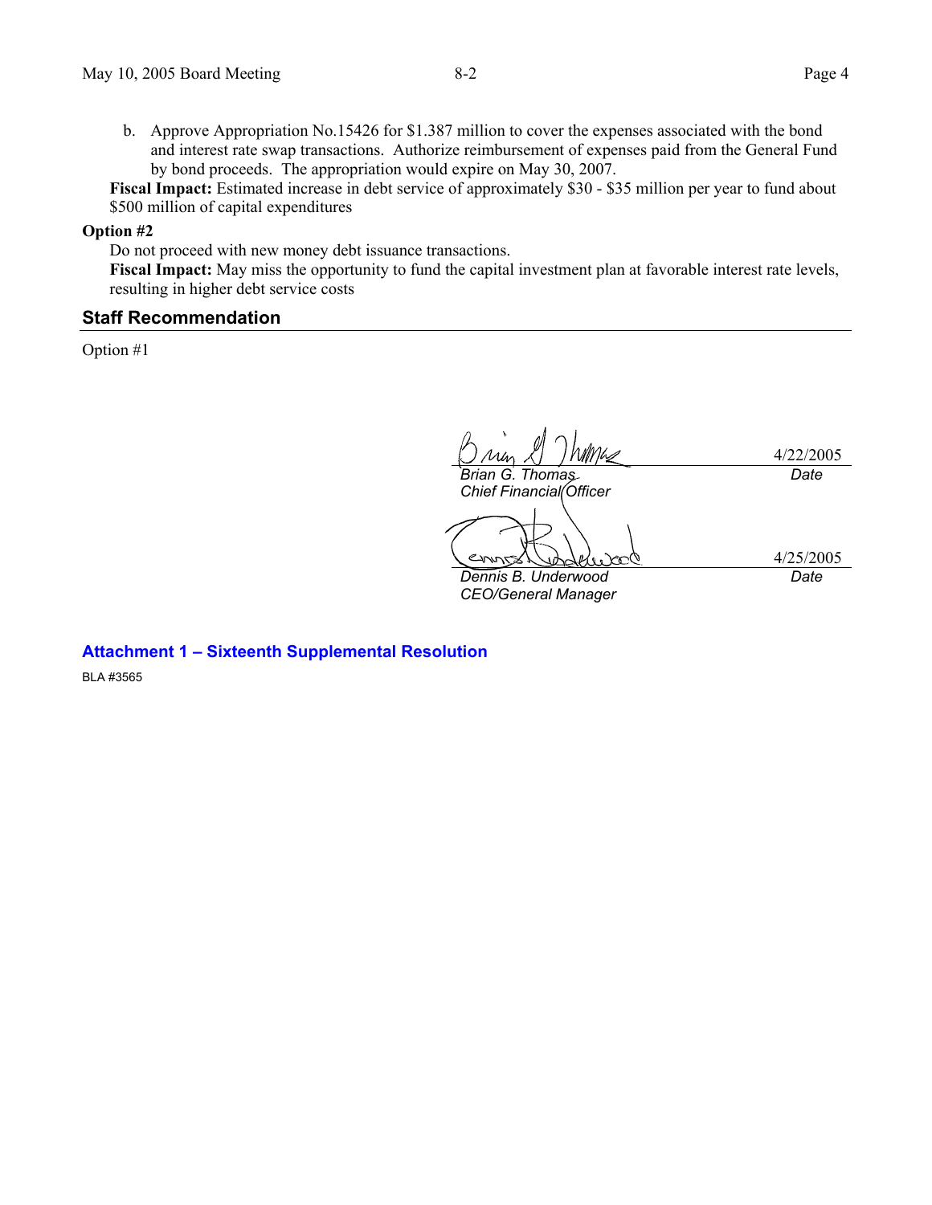b. Approve Appropriation No.15426 for $1.387 million to cover the expenses associated with the bond and interest rate swap transactions. Authorize reimbursement of expenses paid from the General Fund by bond proceeds. The appropriation would expire on May 30, 2007.

**Fiscal Impact:** Estimated increase in debt service of approximately $30 - $35 million per year to fund about $500 million of capital expenditures

**Option #2**

Do not proceed with new money debt issuance transactions.

**Fiscal Impact:** May miss the opportunity to fund the capital investment plan at favorable interest rate levels, resulting in higher debt service costs

## Staff Recommendation

Option #1

| | |
|---|---|
| *Brian G. Thomas*<br>*Chief Financial Officer* | 4/22/2005<br>*Date* |
| *Dennis B. Underwood*<br>*CEO/General Manager* | 4/25/2005<br>*Date* |

**Attachment 1 – Sixteenth Supplemental Resolution**

BLA #3565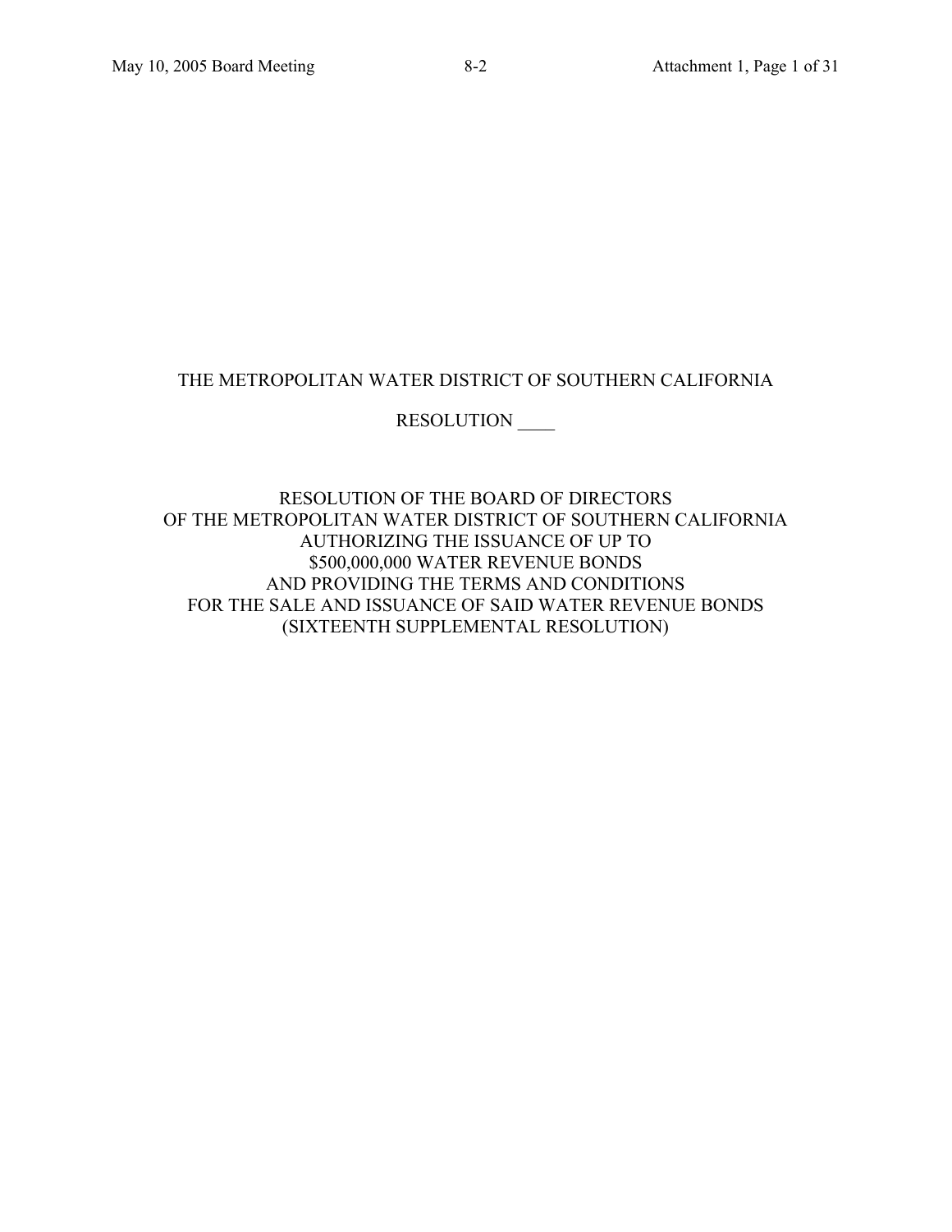THE METROPOLITAN WATER DISTRICT OF SOUTHERN CALIFORNIA

RESOLUTION ____

RESOLUTION OF THE BOARD OF DIRECTORS
OF THE METROPOLITAN WATER DISTRICT OF SOUTHERN CALIFORNIA
AUTHORIZING THE ISSUANCE OF UP TO
$500,000,000 WATER REVENUE BONDS
AND PROVIDING THE TERMS AND CONDITIONS
FOR THE SALE AND ISSUANCE OF SAID WATER REVENUE BONDS
(SIXTEENTH SUPPLEMENTAL RESOLUTION)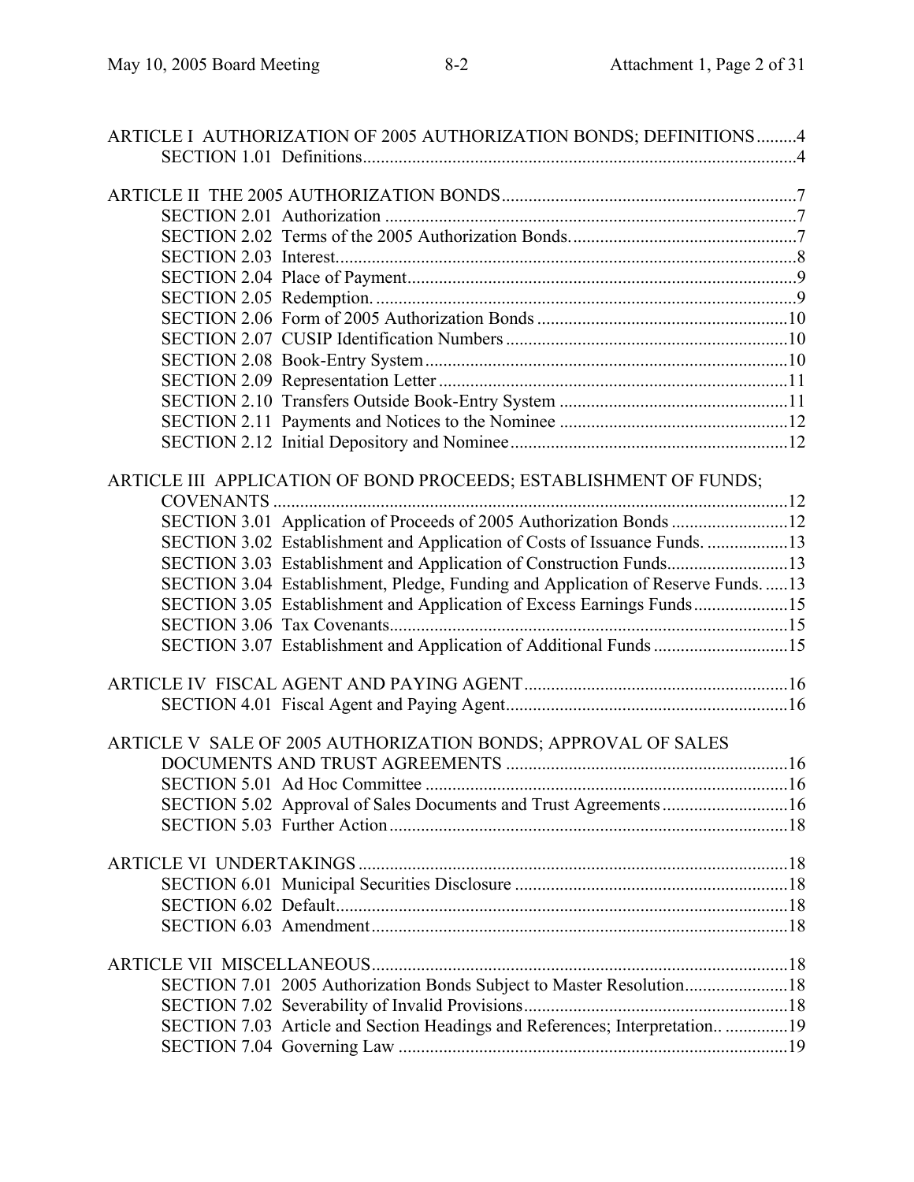ARTICLE I AUTHORIZATION OF 2005 AUTHORIZATION BONDS; DEFINITIONS .........4
- SECTION 1.01 Definitions................................................................................................4

ARTICLE II THE 2005 AUTHORIZATION BONDS.................................................................7
- SECTION 2.01 Authorization ...........................................................................................7
- SECTION 2.02 Terms of the 2005 Authorization Bonds...................................................7
- SECTION 2.03 Interest......................................................................................................8
- SECTION 2.04 Place of Payment......................................................................................9
- SECTION 2.05 Redemption. .............................................................................................9
- SECTION 2.06 Form of 2005 Authorization Bonds ........................................................10
- SECTION 2.07 CUSIP Identification Numbers ..............................................................10
- SECTION 2.08 Book-Entry System................................................................................10
- SECTION 2.09 Representation Letter .............................................................................11
- SECTION 2.10 Transfers Outside Book-Entry System ...................................................11
- SECTION 2.11 Payments and Notices to the Nominee ...................................................12
- SECTION 2.12 Initial Depository and Nominee.............................................................12

ARTICLE III APPLICATION OF BOND PROCEEDS; ESTABLISHMENT OF FUNDS; COVENANTS ....................................................................................................................12
- SECTION 3.01 Application of Proceeds of 2005 Authorization Bonds ..........................12
- SECTION 3.02 Establishment and Application of Costs of Issuance Funds. ..................13
- SECTION 3.03 Establishment and Application of Construction Funds...........................13
- SECTION 3.04 Establishment, Pledge, Funding and Application of Reserve Funds. .....13
- SECTION 3.05 Establishment and Application of Excess Earnings Funds.....................15
- SECTION 3.06 Tax Covenants........................................................................................15
- SECTION 3.07 Establishment and Application of Additional Funds ..............................15

ARTICLE IV FISCAL AGENT AND PAYING AGENT..........................................................16
- SECTION 4.01 Fiscal Agent and Paying Agent...............................................................16

ARTICLE V SALE OF 2005 AUTHORIZATION BONDS; APPROVAL OF SALES DOCUMENTS AND TRUST AGREEMENTS ...............................................................16
- SECTION 5.01 Ad Hoc Committee ................................................................................16
- SECTION 5.02 Approval of Sales Documents and Trust Agreements............................16
- SECTION 5.03 Further Action........................................................................................18

ARTICLE VI UNDERTAKINGS ...............................................................................................18
- SECTION 6.01 Municipal Securities Disclosure ............................................................18
- SECTION 6.02 Default....................................................................................................18
- SECTION 6.03 Amendment............................................................................................18

ARTICLE VII MISCELLANEOUS............................................................................................18
- SECTION 7.01 2005 Authorization Bonds Subject to Master Resolution.......................18
- SECTION 7.02 Severability of Invalid Provisions..........................................................18
- SECTION 7.03 Article and Section Headings and References; Interpretation.. ..............19
- SECTION 7.04 Governing Law ......................................................................................19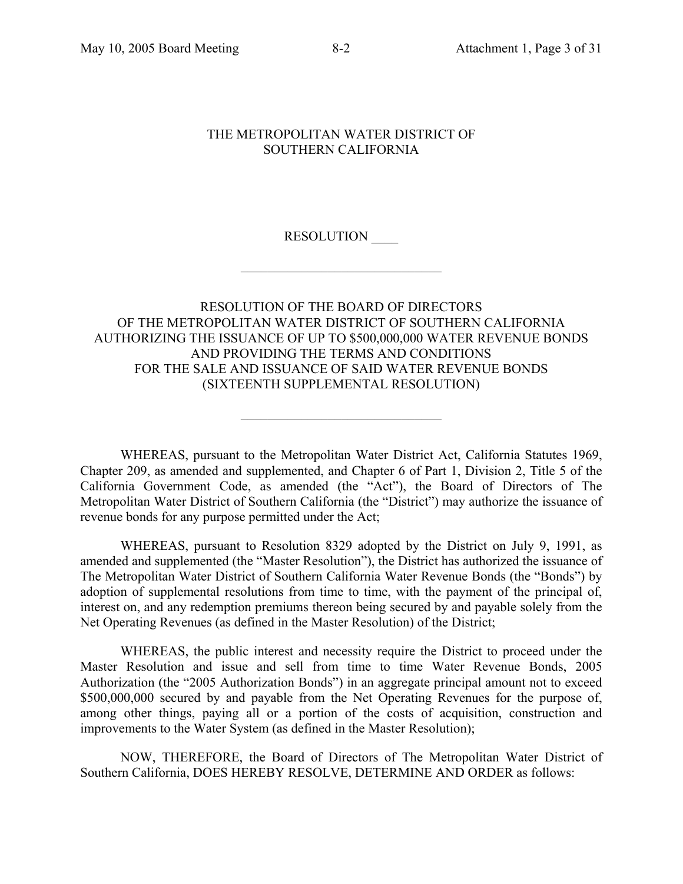THE METROPOLITAN WATER DISTRICT OF
SOUTHERN CALIFORNIA

RESOLUTION ____

______________________________

RESOLUTION OF THE BOARD OF DIRECTORS
OF THE METROPOLITAN WATER DISTRICT OF SOUTHERN CALIFORNIA
AUTHORIZING THE ISSUANCE OF UP TO $500,000,000 WATER REVENUE BONDS
AND PROVIDING THE TERMS AND CONDITIONS
FOR THE SALE AND ISSUANCE OF SAID WATER REVENUE BONDS
(SIXTEENTH SUPPLEMENTAL RESOLUTION)

______________________________

WHEREAS, pursuant to the Metropolitan Water District Act, California Statutes 1969, Chapter 209, as amended and supplemented, and Chapter 6 of Part 1, Division 2, Title 5 of the California Government Code, as amended (the "Act"), the Board of Directors of The Metropolitan Water District of Southern California (the "District") may authorize the issuance of revenue bonds for any purpose permitted under the Act;

WHEREAS, pursuant to Resolution 8329 adopted by the District on July 9, 1991, as amended and supplemented (the "Master Resolution"), the District has authorized the issuance of The Metropolitan Water District of Southern California Water Revenue Bonds (the "Bonds") by adoption of supplemental resolutions from time to time, with the payment of the principal of, interest on, and any redemption premiums thereon being secured by and payable solely from the Net Operating Revenues (as defined in the Master Resolution) of the District;

WHEREAS, the public interest and necessity require the District to proceed under the Master Resolution and issue and sell from time to time Water Revenue Bonds, 2005 Authorization (the "2005 Authorization Bonds") in an aggregate principal amount not to exceed $500,000,000 secured by and payable from the Net Operating Revenues for the purpose of, among other things, paying all or a portion of the costs of acquisition, construction and improvements to the Water System (as defined in the Master Resolution);

NOW, THEREFORE, the Board of Directors of The Metropolitan Water District of Southern California, DOES HEREBY RESOLVE, DETERMINE AND ORDER as follows: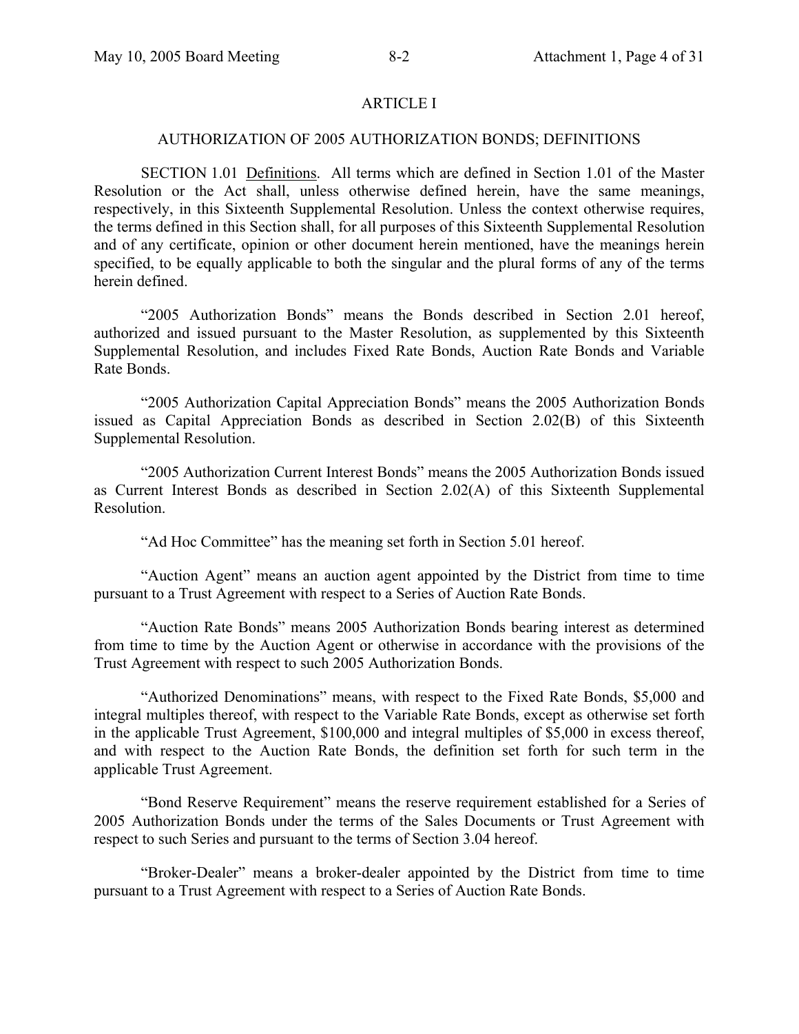# ARTICLE I

## AUTHORIZATION OF 2005 AUTHORIZATION BONDS; DEFINITIONS

SECTION 1.01 Definitions. All terms which are defined in Section 1.01 of the Master Resolution or the Act shall, unless otherwise defined herein, have the same meanings, respectively, in this Sixteenth Supplemental Resolution. Unless the context otherwise requires, the terms defined in this Section shall, for all purposes of this Sixteenth Supplemental Resolution and of any certificate, opinion or other document herein mentioned, have the meanings herein specified, to be equally applicable to both the singular and the plural forms of any of the terms herein defined.

"2005 Authorization Bonds" means the Bonds described in Section 2.01 hereof, authorized and issued pursuant to the Master Resolution, as supplemented by this Sixteenth Supplemental Resolution, and includes Fixed Rate Bonds, Auction Rate Bonds and Variable Rate Bonds.

"2005 Authorization Capital Appreciation Bonds" means the 2005 Authorization Bonds issued as Capital Appreciation Bonds as described in Section 2.02(B) of this Sixteenth Supplemental Resolution.

"2005 Authorization Current Interest Bonds" means the 2005 Authorization Bonds issued as Current Interest Bonds as described in Section 2.02(A) of this Sixteenth Supplemental Resolution.

"Ad Hoc Committee" has the meaning set forth in Section 5.01 hereof.

"Auction Agent" means an auction agent appointed by the District from time to time pursuant to a Trust Agreement with respect to a Series of Auction Rate Bonds.

"Auction Rate Bonds" means 2005 Authorization Bonds bearing interest as determined from time to time by the Auction Agent or otherwise in accordance with the provisions of the Trust Agreement with respect to such 2005 Authorization Bonds.

"Authorized Denominations" means, with respect to the Fixed Rate Bonds, $5,000 and integral multiples thereof, with respect to the Variable Rate Bonds, except as otherwise set forth in the applicable Trust Agreement, $100,000 and integral multiples of $5,000 in excess thereof, and with respect to the Auction Rate Bonds, the definition set forth for such term in the applicable Trust Agreement.

"Bond Reserve Requirement" means the reserve requirement established for a Series of 2005 Authorization Bonds under the terms of the Sales Documents or Trust Agreement with respect to such Series and pursuant to the terms of Section 3.04 hereof.

"Broker-Dealer" means a broker-dealer appointed by the District from time to time pursuant to a Trust Agreement with respect to a Series of Auction Rate Bonds.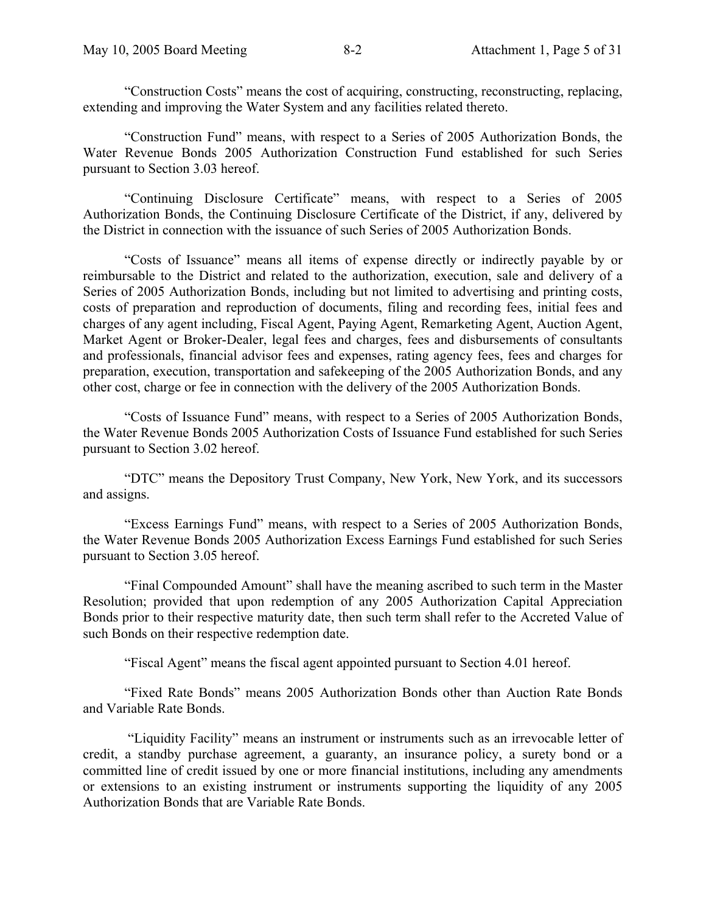"Construction Costs" means the cost of acquiring, constructing, reconstructing, replacing, extending and improving the Water System and any facilities related thereto.

"Construction Fund" means, with respect to a Series of 2005 Authorization Bonds, the Water Revenue Bonds 2005 Authorization Construction Fund established for such Series pursuant to Section 3.03 hereof.

"Continuing Disclosure Certificate" means, with respect to a Series of 2005 Authorization Bonds, the Continuing Disclosure Certificate of the District, if any, delivered by the District in connection with the issuance of such Series of 2005 Authorization Bonds.

"Costs of Issuance" means all items of expense directly or indirectly payable by or reimbursable to the District and related to the authorization, execution, sale and delivery of a Series of 2005 Authorization Bonds, including but not limited to advertising and printing costs, costs of preparation and reproduction of documents, filing and recording fees, initial fees and charges of any agent including, Fiscal Agent, Paying Agent, Remarketing Agent, Auction Agent, Market Agent or Broker-Dealer, legal fees and charges, fees and disbursements of consultants and professionals, financial advisor fees and expenses, rating agency fees, fees and charges for preparation, execution, transportation and safekeeping of the 2005 Authorization Bonds, and any other cost, charge or fee in connection with the delivery of the 2005 Authorization Bonds.

"Costs of Issuance Fund" means, with respect to a Series of 2005 Authorization Bonds, the Water Revenue Bonds 2005 Authorization Costs of Issuance Fund established for such Series pursuant to Section 3.02 hereof.

"DTC" means the Depository Trust Company, New York, New York, and its successors and assigns.

"Excess Earnings Fund" means, with respect to a Series of 2005 Authorization Bonds, the Water Revenue Bonds 2005 Authorization Excess Earnings Fund established for such Series pursuant to Section 3.05 hereof.

"Final Compounded Amount" shall have the meaning ascribed to such term in the Master Resolution; provided that upon redemption of any 2005 Authorization Capital Appreciation Bonds prior to their respective maturity date, then such term shall refer to the Accreted Value of such Bonds on their respective redemption date.

"Fiscal Agent" means the fiscal agent appointed pursuant to Section 4.01 hereof.

"Fixed Rate Bonds" means 2005 Authorization Bonds other than Auction Rate Bonds and Variable Rate Bonds.

"Liquidity Facility" means an instrument or instruments such as an irrevocable letter of credit, a standby purchase agreement, a guaranty, an insurance policy, a surety bond or a committed line of credit issued by one or more financial institutions, including any amendments or extensions to an existing instrument or instruments supporting the liquidity of any 2005 Authorization Bonds that are Variable Rate Bonds.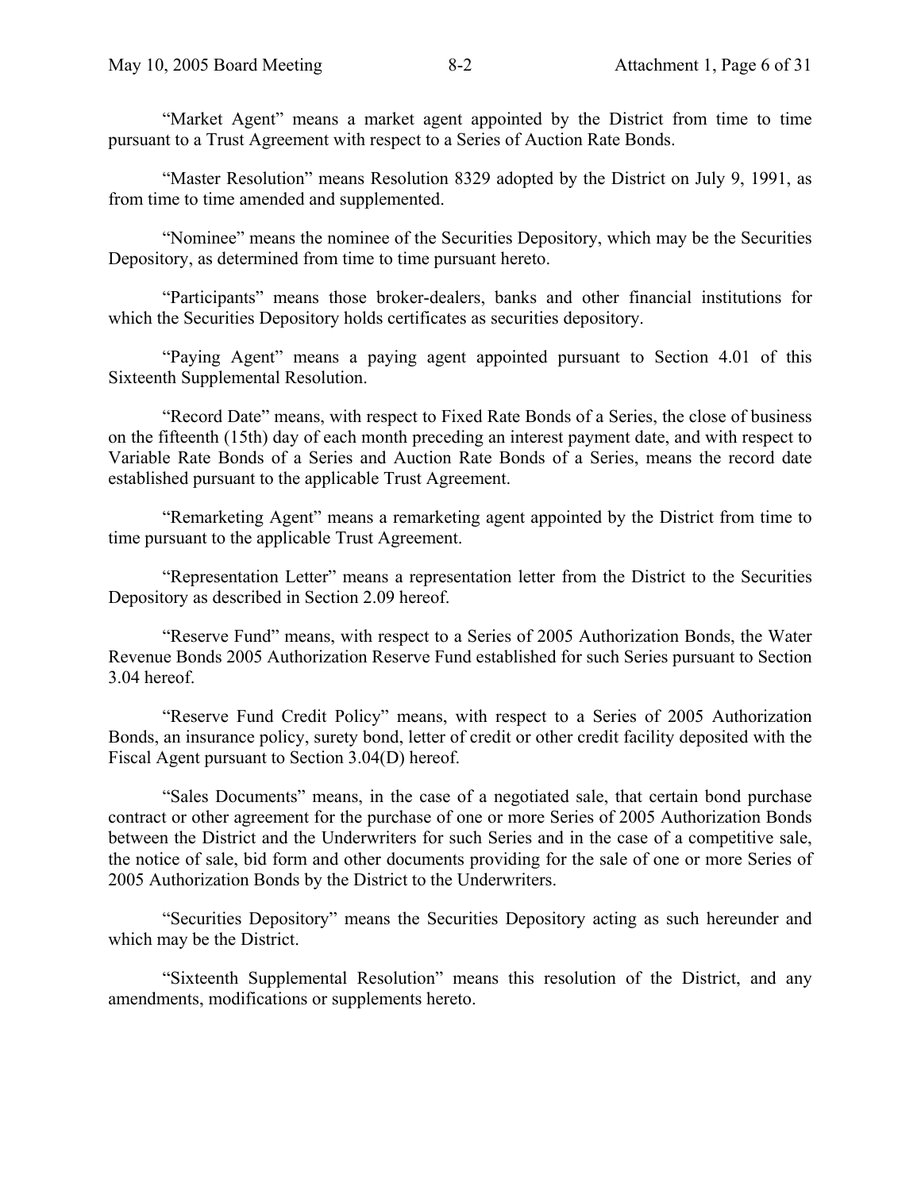"Market Agent" means a market agent appointed by the District from time to time pursuant to a Trust Agreement with respect to a Series of Auction Rate Bonds.

"Master Resolution" means Resolution 8329 adopted by the District on July 9, 1991, as from time to time amended and supplemented.

"Nominee" means the nominee of the Securities Depository, which may be the Securities Depository, as determined from time to time pursuant hereto.

"Participants" means those broker-dealers, banks and other financial institutions for which the Securities Depository holds certificates as securities depository.

"Paying Agent" means a paying agent appointed pursuant to Section 4.01 of this Sixteenth Supplemental Resolution.

"Record Date" means, with respect to Fixed Rate Bonds of a Series, the close of business on the fifteenth (15th) day of each month preceding an interest payment date, and with respect to Variable Rate Bonds of a Series and Auction Rate Bonds of a Series, means the record date established pursuant to the applicable Trust Agreement.

"Remarketing Agent" means a remarketing agent appointed by the District from time to time pursuant to the applicable Trust Agreement.

"Representation Letter" means a representation letter from the District to the Securities Depository as described in Section 2.09 hereof.

"Reserve Fund" means, with respect to a Series of 2005 Authorization Bonds, the Water Revenue Bonds 2005 Authorization Reserve Fund established for such Series pursuant to Section 3.04 hereof.

"Reserve Fund Credit Policy" means, with respect to a Series of 2005 Authorization Bonds, an insurance policy, surety bond, letter of credit or other credit facility deposited with the Fiscal Agent pursuant to Section 3.04(D) hereof.

"Sales Documents" means, in the case of a negotiated sale, that certain bond purchase contract or other agreement for the purchase of one or more Series of 2005 Authorization Bonds between the District and the Underwriters for such Series and in the case of a competitive sale, the notice of sale, bid form and other documents providing for the sale of one or more Series of 2005 Authorization Bonds by the District to the Underwriters.

"Securities Depository" means the Securities Depository acting as such hereunder and which may be the District.

"Sixteenth Supplemental Resolution" means this resolution of the District, and any amendments, modifications or supplements hereto.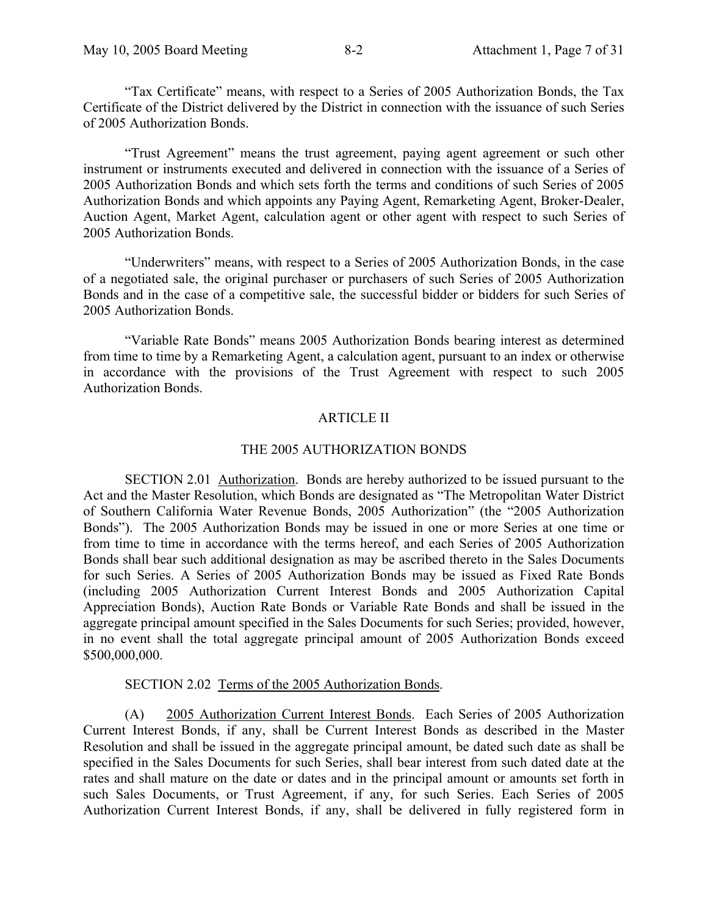"Tax Certificate" means, with respect to a Series of 2005 Authorization Bonds, the Tax Certificate of the District delivered by the District in connection with the issuance of such Series of 2005 Authorization Bonds.

"Trust Agreement" means the trust agreement, paying agent agreement or such other instrument or instruments executed and delivered in connection with the issuance of a Series of 2005 Authorization Bonds and which sets forth the terms and conditions of such Series of 2005 Authorization Bonds and which appoints any Paying Agent, Remarketing Agent, Broker-Dealer, Auction Agent, Market Agent, calculation agent or other agent with respect to such Series of 2005 Authorization Bonds.

"Underwriters" means, with respect to a Series of 2005 Authorization Bonds, in the case of a negotiated sale, the original purchaser or purchasers of such Series of 2005 Authorization Bonds and in the case of a competitive sale, the successful bidder or bidders for such Series of 2005 Authorization Bonds.

"Variable Rate Bonds" means 2005 Authorization Bonds bearing interest as determined from time to time by a Remarketing Agent, a calculation agent, pursuant to an index or otherwise in accordance with the provisions of the Trust Agreement with respect to such 2005 Authorization Bonds.

## ARTICLE II

## THE 2005 AUTHORIZATION BONDS

SECTION 2.01 Authorization. Bonds are hereby authorized to be issued pursuant to the Act and the Master Resolution, which Bonds are designated as "The Metropolitan Water District of Southern California Water Revenue Bonds, 2005 Authorization" (the "2005 Authorization Bonds"). The 2005 Authorization Bonds may be issued in one or more Series at one time or from time to time in accordance with the terms hereof, and each Series of 2005 Authorization Bonds shall bear such additional designation as may be ascribed thereto in the Sales Documents for such Series. A Series of 2005 Authorization Bonds may be issued as Fixed Rate Bonds (including 2005 Authorization Current Interest Bonds and 2005 Authorization Capital Appreciation Bonds), Auction Rate Bonds or Variable Rate Bonds and shall be issued in the aggregate principal amount specified in the Sales Documents for such Series; provided, however, in no event shall the total aggregate principal amount of 2005 Authorization Bonds exceed \$500,000,000.

SECTION 2.02 Terms of the 2005 Authorization Bonds.

(A) 2005 Authorization Current Interest Bonds. Each Series of 2005 Authorization Current Interest Bonds, if any, shall be Current Interest Bonds as described in the Master Resolution and shall be issued in the aggregate principal amount, be dated such date as shall be specified in the Sales Documents for such Series, shall bear interest from such dated date at the rates and shall mature on the date or dates and in the principal amount or amounts set forth in such Sales Documents, or Trust Agreement, if any, for such Series. Each Series of 2005 Authorization Current Interest Bonds, if any, shall be delivered in fully registered form in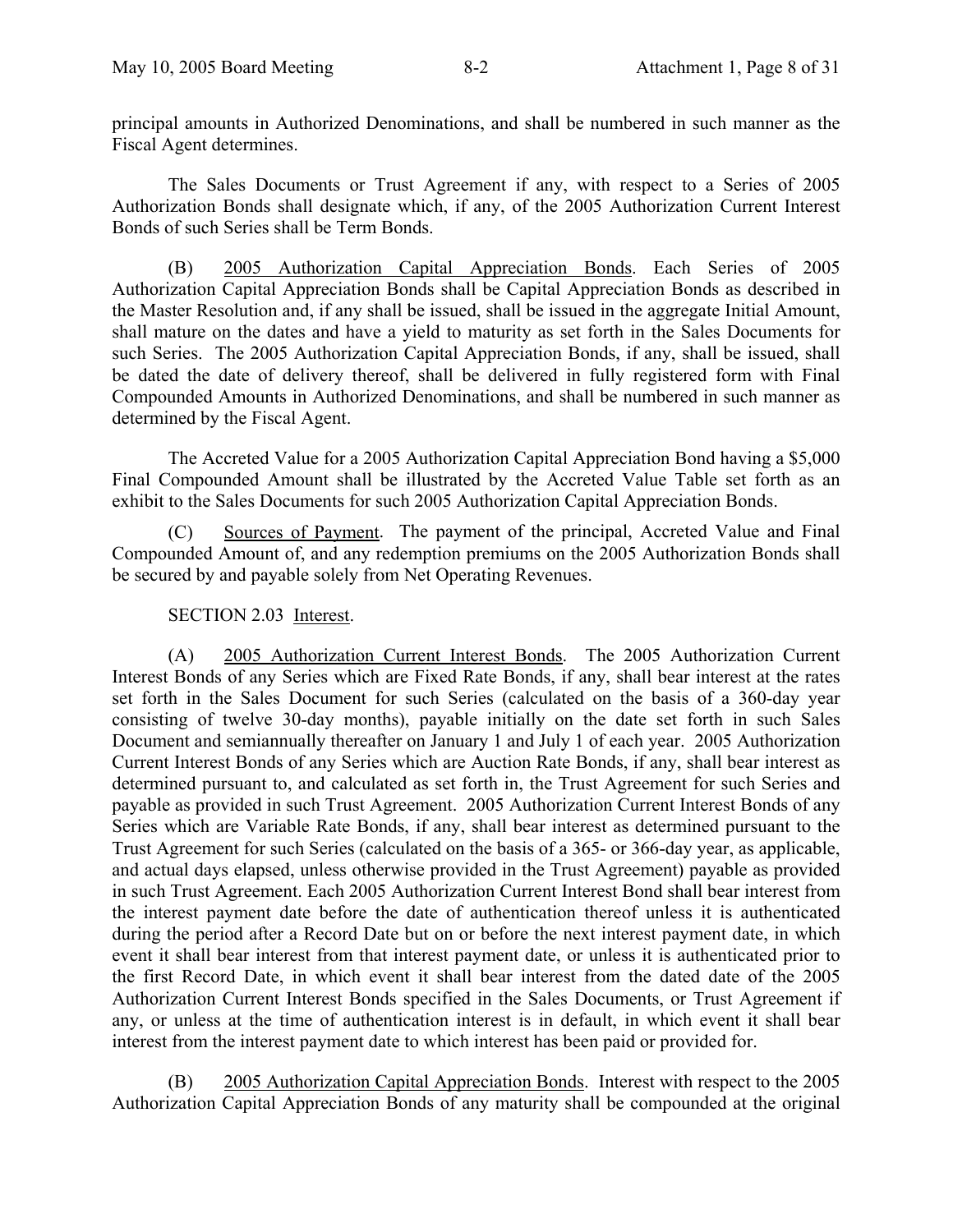principal amounts in Authorized Denominations, and shall be numbered in such manner as the Fiscal Agent determines.

The Sales Documents or Trust Agreement if any, with respect to a Series of 2005 Authorization Bonds shall designate which, if any, of the 2005 Authorization Current Interest Bonds of such Series shall be Term Bonds.

(B) 2005 Authorization Capital Appreciation Bonds. Each Series of 2005 Authorization Capital Appreciation Bonds shall be Capital Appreciation Bonds as described in the Master Resolution and, if any shall be issued, shall be issued in the aggregate Initial Amount, shall mature on the dates and have a yield to maturity as set forth in the Sales Documents for such Series. The 2005 Authorization Capital Appreciation Bonds, if any, shall be issued, shall be dated the date of delivery thereof, shall be delivered in fully registered form with Final Compounded Amounts in Authorized Denominations, and shall be numbered in such manner as determined by the Fiscal Agent.

The Accreted Value for a 2005 Authorization Capital Appreciation Bond having a $5,000 Final Compounded Amount shall be illustrated by the Accreted Value Table set forth as an exhibit to the Sales Documents for such 2005 Authorization Capital Appreciation Bonds.

(C) Sources of Payment. The payment of the principal, Accreted Value and Final Compounded Amount of, and any redemption premiums on the 2005 Authorization Bonds shall be secured by and payable solely from Net Operating Revenues.

SECTION 2.03 Interest.

(A) 2005 Authorization Current Interest Bonds. The 2005 Authorization Current Interest Bonds of any Series which are Fixed Rate Bonds, if any, shall bear interest at the rates set forth in the Sales Document for such Series (calculated on the basis of a 360-day year consisting of twelve 30-day months), payable initially on the date set forth in such Sales Document and semiannually thereafter on January 1 and July 1 of each year. 2005 Authorization Current Interest Bonds of any Series which are Auction Rate Bonds, if any, shall bear interest as determined pursuant to, and calculated as set forth in, the Trust Agreement for such Series and payable as provided in such Trust Agreement. 2005 Authorization Current Interest Bonds of any Series which are Variable Rate Bonds, if any, shall bear interest as determined pursuant to the Trust Agreement for such Series (calculated on the basis of a 365- or 366-day year, as applicable, and actual days elapsed, unless otherwise provided in the Trust Agreement) payable as provided in such Trust Agreement. Each 2005 Authorization Current Interest Bond shall bear interest from the interest payment date before the date of authentication thereof unless it is authenticated during the period after a Record Date but on or before the next interest payment date, in which event it shall bear interest from that interest payment date, or unless it is authenticated prior to the first Record Date, in which event it shall bear interest from the dated date of the 2005 Authorization Current Interest Bonds specified in the Sales Documents, or Trust Agreement if any, or unless at the time of authentication interest is in default, in which event it shall bear interest from the interest payment date to which interest has been paid or provided for.

(B) 2005 Authorization Capital Appreciation Bonds. Interest with respect to the 2005 Authorization Capital Appreciation Bonds of any maturity shall be compounded at the original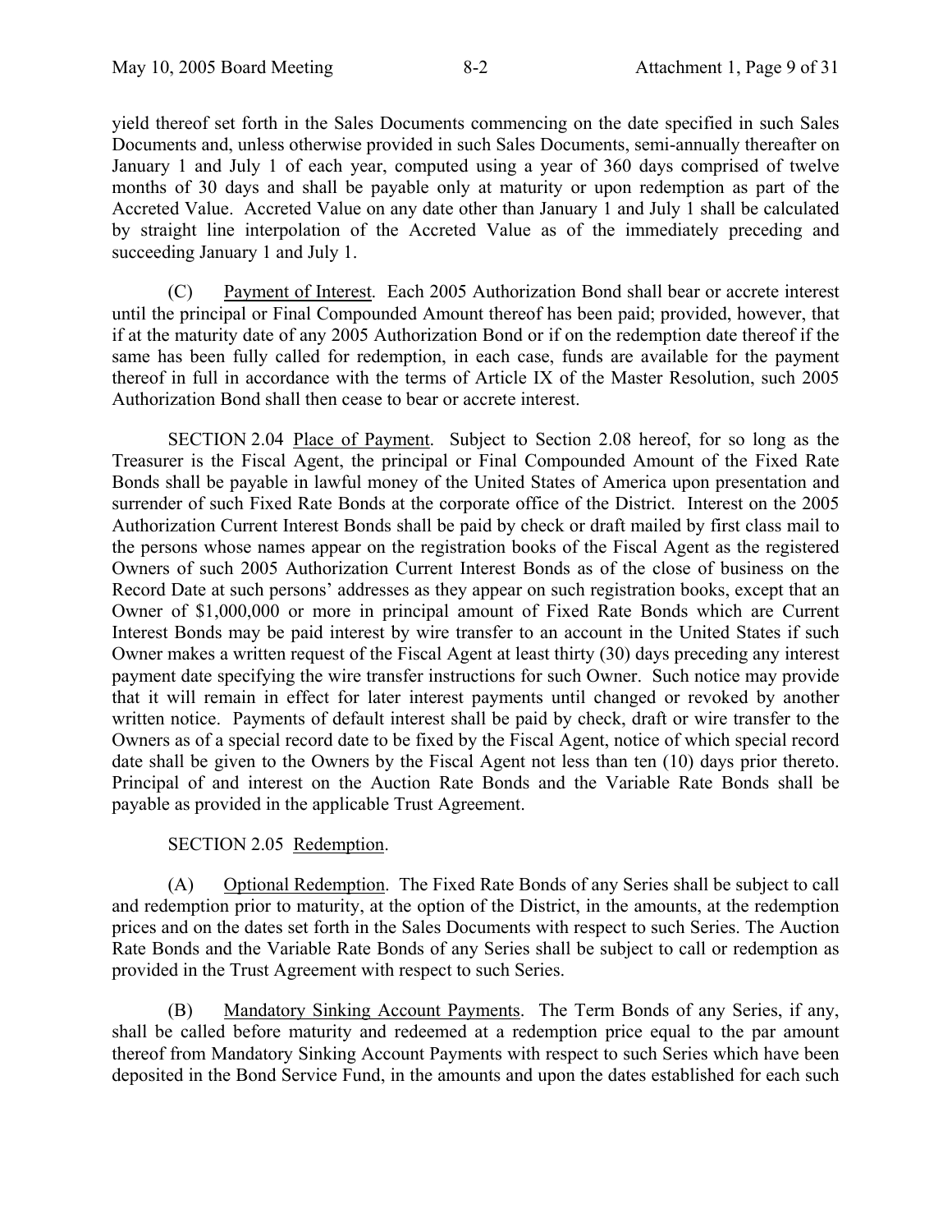yield thereof set forth in the Sales Documents commencing on the date specified in such Sales Documents and, unless otherwise provided in such Sales Documents, semi-annually thereafter on January 1 and July 1 of each year, computed using a year of 360 days comprised of twelve months of 30 days and shall be payable only at maturity or upon redemption as part of the Accreted Value. Accreted Value on any date other than January 1 and July 1 shall be calculated by straight line interpolation of the Accreted Value as of the immediately preceding and succeeding January 1 and July 1.

(C) Payment of Interest. Each 2005 Authorization Bond shall bear or accrete interest until the principal or Final Compounded Amount thereof has been paid; provided, however, that if at the maturity date of any 2005 Authorization Bond or if on the redemption date thereof if the same has been fully called for redemption, in each case, funds are available for the payment thereof in full in accordance with the terms of Article IX of the Master Resolution, such 2005 Authorization Bond shall then cease to bear or accrete interest.

SECTION 2.04 Place of Payment. Subject to Section 2.08 hereof, for so long as the Treasurer is the Fiscal Agent, the principal or Final Compounded Amount of the Fixed Rate Bonds shall be payable in lawful money of the United States of America upon presentation and surrender of such Fixed Rate Bonds at the corporate office of the District. Interest on the 2005 Authorization Current Interest Bonds shall be paid by check or draft mailed by first class mail to the persons whose names appear on the registration books of the Fiscal Agent as the registered Owners of such 2005 Authorization Current Interest Bonds as of the close of business on the Record Date at such persons' addresses as they appear on such registration books, except that an Owner of $1,000,000 or more in principal amount of Fixed Rate Bonds which are Current Interest Bonds may be paid interest by wire transfer to an account in the United States if such Owner makes a written request of the Fiscal Agent at least thirty (30) days preceding any interest payment date specifying the wire transfer instructions for such Owner. Such notice may provide that it will remain in effect for later interest payments until changed or revoked by another written notice. Payments of default interest shall be paid by check, draft or wire transfer to the Owners as of a special record date to be fixed by the Fiscal Agent, notice of which special record date shall be given to the Owners by the Fiscal Agent not less than ten (10) days prior thereto. Principal of and interest on the Auction Rate Bonds and the Variable Rate Bonds shall be payable as provided in the applicable Trust Agreement.

SECTION 2.05 Redemption.

(A) Optional Redemption. The Fixed Rate Bonds of any Series shall be subject to call and redemption prior to maturity, at the option of the District, in the amounts, at the redemption prices and on the dates set forth in the Sales Documents with respect to such Series. The Auction Rate Bonds and the Variable Rate Bonds of any Series shall be subject to call or redemption as provided in the Trust Agreement with respect to such Series.

(B) Mandatory Sinking Account Payments. The Term Bonds of any Series, if any, shall be called before maturity and redeemed at a redemption price equal to the par amount thereof from Mandatory Sinking Account Payments with respect to such Series which have been deposited in the Bond Service Fund, in the amounts and upon the dates established for each such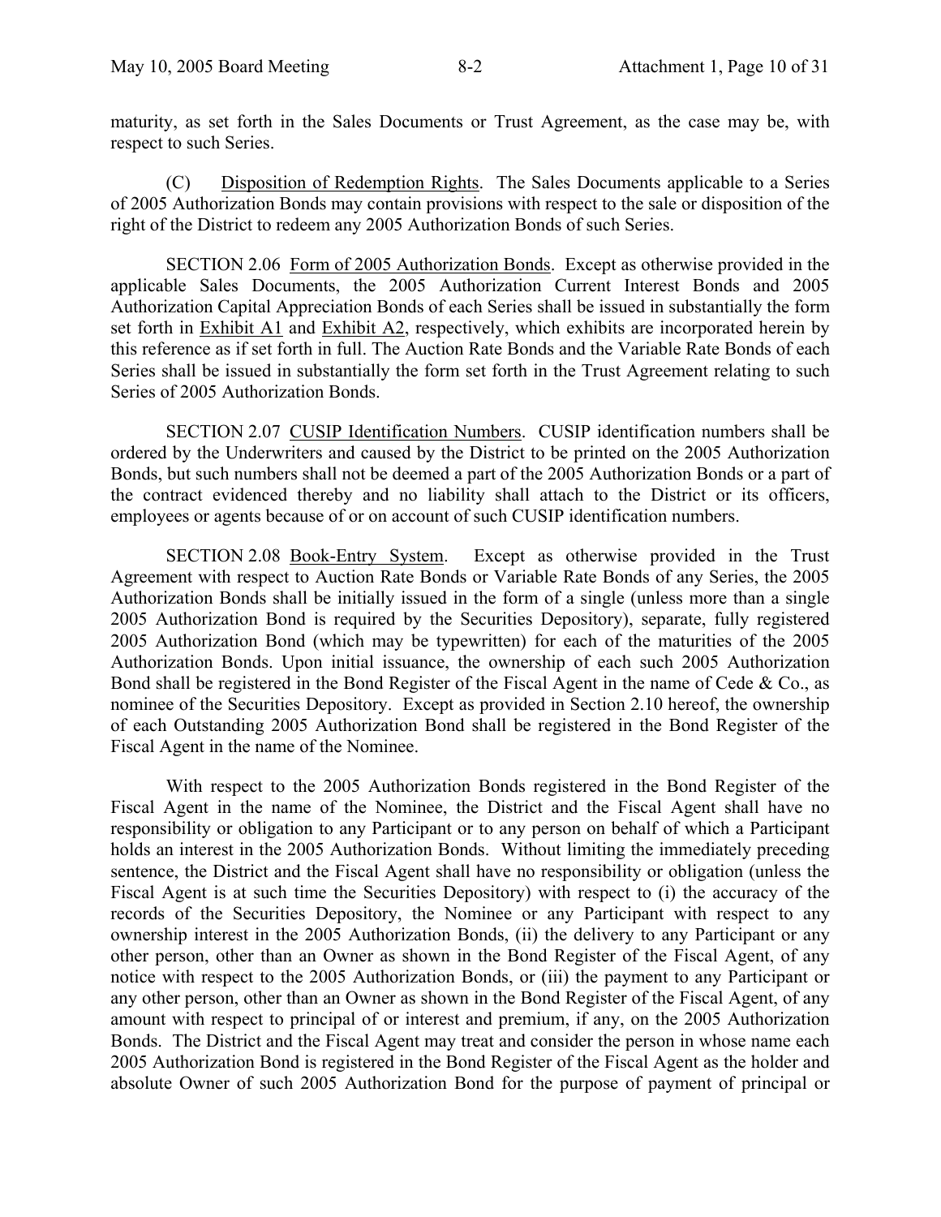maturity, as set forth in the Sales Documents or Trust Agreement, as the case may be, with respect to such Series.

(C) Disposition of Redemption Rights. The Sales Documents applicable to a Series of 2005 Authorization Bonds may contain provisions with respect to the sale or disposition of the right of the District to redeem any 2005 Authorization Bonds of such Series.

SECTION 2.06 Form of 2005 Authorization Bonds. Except as otherwise provided in the applicable Sales Documents, the 2005 Authorization Current Interest Bonds and 2005 Authorization Capital Appreciation Bonds of each Series shall be issued in substantially the form set forth in Exhibit A1 and Exhibit A2, respectively, which exhibits are incorporated herein by this reference as if set forth in full. The Auction Rate Bonds and the Variable Rate Bonds of each Series shall be issued in substantially the form set forth in the Trust Agreement relating to such Series of 2005 Authorization Bonds.

SECTION 2.07 CUSIP Identification Numbers. CUSIP identification numbers shall be ordered by the Underwriters and caused by the District to be printed on the 2005 Authorization Bonds, but such numbers shall not be deemed a part of the 2005 Authorization Bonds or a part of the contract evidenced thereby and no liability shall attach to the District or its officers, employees or agents because of or on account of such CUSIP identification numbers.

SECTION 2.08 Book-Entry System. Except as otherwise provided in the Trust Agreement with respect to Auction Rate Bonds or Variable Rate Bonds of any Series, the 2005 Authorization Bonds shall be initially issued in the form of a single (unless more than a single 2005 Authorization Bond is required by the Securities Depository), separate, fully registered 2005 Authorization Bond (which may be typewritten) for each of the maturities of the 2005 Authorization Bonds. Upon initial issuance, the ownership of each such 2005 Authorization Bond shall be registered in the Bond Register of the Fiscal Agent in the name of Cede & Co., as nominee of the Securities Depository. Except as provided in Section 2.10 hereof, the ownership of each Outstanding 2005 Authorization Bond shall be registered in the Bond Register of the Fiscal Agent in the name of the Nominee.

With respect to the 2005 Authorization Bonds registered in the Bond Register of the Fiscal Agent in the name of the Nominee, the District and the Fiscal Agent shall have no responsibility or obligation to any Participant or to any person on behalf of which a Participant holds an interest in the 2005 Authorization Bonds. Without limiting the immediately preceding sentence, the District and the Fiscal Agent shall have no responsibility or obligation (unless the Fiscal Agent is at such time the Securities Depository) with respect to (i) the accuracy of the records of the Securities Depository, the Nominee or any Participant with respect to any ownership interest in the 2005 Authorization Bonds, (ii) the delivery to any Participant or any other person, other than an Owner as shown in the Bond Register of the Fiscal Agent, of any notice with respect to the 2005 Authorization Bonds, or (iii) the payment to any Participant or any other person, other than an Owner as shown in the Bond Register of the Fiscal Agent, of any amount with respect to principal of or interest and premium, if any, on the 2005 Authorization Bonds. The District and the Fiscal Agent may treat and consider the person in whose name each 2005 Authorization Bond is registered in the Bond Register of the Fiscal Agent as the holder and absolute Owner of such 2005 Authorization Bond for the purpose of payment of principal or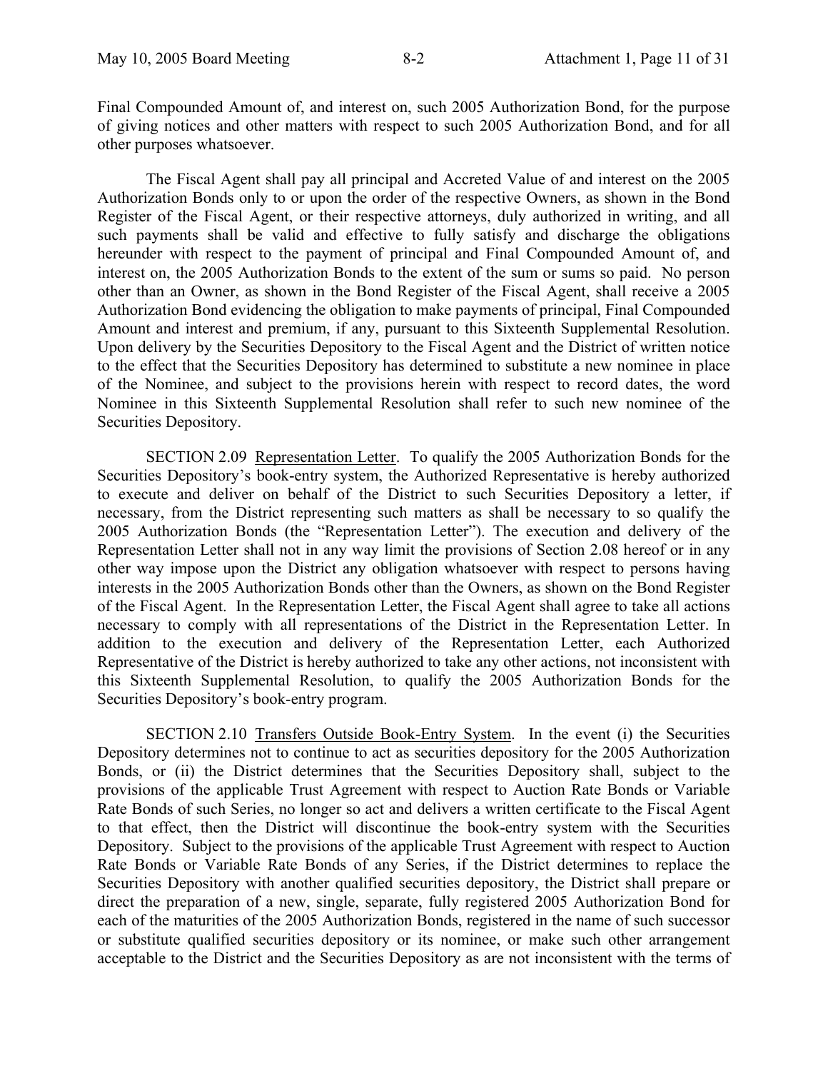Final Compounded Amount of, and interest on, such 2005 Authorization Bond, for the purpose of giving notices and other matters with respect to such 2005 Authorization Bond, and for all other purposes whatsoever.

The Fiscal Agent shall pay all principal and Accreted Value of and interest on the 2005 Authorization Bonds only to or upon the order of the respective Owners, as shown in the Bond Register of the Fiscal Agent, or their respective attorneys, duly authorized in writing, and all such payments shall be valid and effective to fully satisfy and discharge the obligations hereunder with respect to the payment of principal and Final Compounded Amount of, and interest on, the 2005 Authorization Bonds to the extent of the sum or sums so paid. No person other than an Owner, as shown in the Bond Register of the Fiscal Agent, shall receive a 2005 Authorization Bond evidencing the obligation to make payments of principal, Final Compounded Amount and interest and premium, if any, pursuant to this Sixteenth Supplemental Resolution. Upon delivery by the Securities Depository to the Fiscal Agent and the District of written notice to the effect that the Securities Depository has determined to substitute a new nominee in place of the Nominee, and subject to the provisions herein with respect to record dates, the word Nominee in this Sixteenth Supplemental Resolution shall refer to such new nominee of the Securities Depository.

SECTION 2.09 Representation Letter. To qualify the 2005 Authorization Bonds for the Securities Depository's book-entry system, the Authorized Representative is hereby authorized to execute and deliver on behalf of the District to such Securities Depository a letter, if necessary, from the District representing such matters as shall be necessary to so qualify the 2005 Authorization Bonds (the "Representation Letter"). The execution and delivery of the Representation Letter shall not in any way limit the provisions of Section 2.08 hereof or in any other way impose upon the District any obligation whatsoever with respect to persons having interests in the 2005 Authorization Bonds other than the Owners, as shown on the Bond Register of the Fiscal Agent. In the Representation Letter, the Fiscal Agent shall agree to take all actions necessary to comply with all representations of the District in the Representation Letter. In addition to the execution and delivery of the Representation Letter, each Authorized Representative of the District is hereby authorized to take any other actions, not inconsistent with this Sixteenth Supplemental Resolution, to qualify the 2005 Authorization Bonds for the Securities Depository's book-entry program.

SECTION 2.10 Transfers Outside Book-Entry System. In the event (i) the Securities Depository determines not to continue to act as securities depository for the 2005 Authorization Bonds, or (ii) the District determines that the Securities Depository shall, subject to the provisions of the applicable Trust Agreement with respect to Auction Rate Bonds or Variable Rate Bonds of such Series, no longer so act and delivers a written certificate to the Fiscal Agent to that effect, then the District will discontinue the book-entry system with the Securities Depository. Subject to the provisions of the applicable Trust Agreement with respect to Auction Rate Bonds or Variable Rate Bonds of any Series, if the District determines to replace the Securities Depository with another qualified securities depository, the District shall prepare or direct the preparation of a new, single, separate, fully registered 2005 Authorization Bond for each of the maturities of the 2005 Authorization Bonds, registered in the name of such successor or substitute qualified securities depository or its nominee, or make such other arrangement acceptable to the District and the Securities Depository as are not inconsistent with the terms of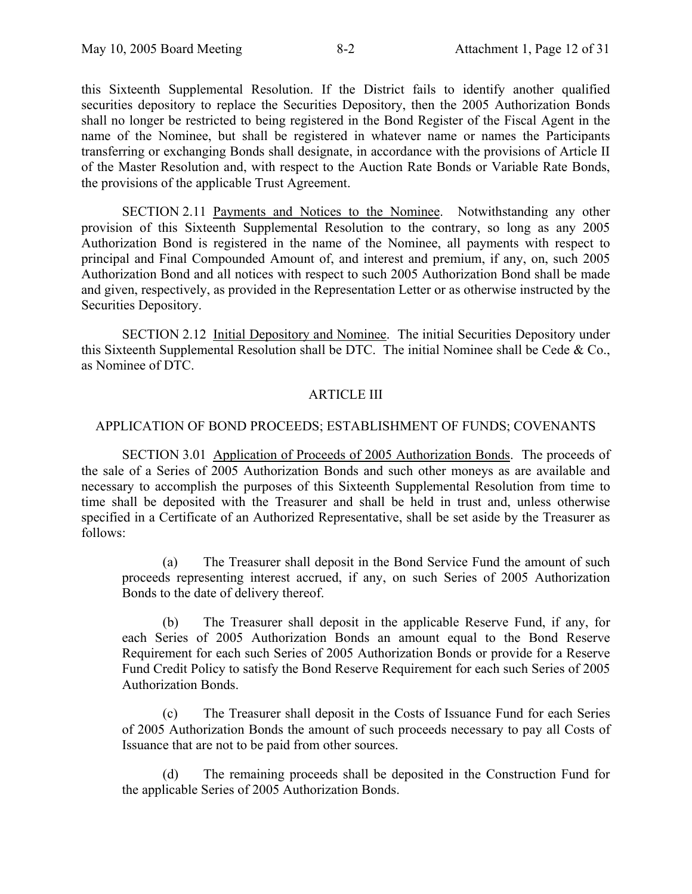this Sixteenth Supplemental Resolution. If the District fails to identify another qualified securities depository to replace the Securities Depository, then the 2005 Authorization Bonds shall no longer be restricted to being registered in the Bond Register of the Fiscal Agent in the name of the Nominee, but shall be registered in whatever name or names the Participants transferring or exchanging Bonds shall designate, in accordance with the provisions of Article II of the Master Resolution and, with respect to the Auction Rate Bonds or Variable Rate Bonds, the provisions of the applicable Trust Agreement.

SECTION 2.11 Payments and Notices to the Nominee. Notwithstanding any other provision of this Sixteenth Supplemental Resolution to the contrary, so long as any 2005 Authorization Bond is registered in the name of the Nominee, all payments with respect to principal and Final Compounded Amount of, and interest and premium, if any, on, such 2005 Authorization Bond and all notices with respect to such 2005 Authorization Bond shall be made and given, respectively, as provided in the Representation Letter or as otherwise instructed by the Securities Depository.

SECTION 2.12 Initial Depository and Nominee. The initial Securities Depository under this Sixteenth Supplemental Resolution shall be DTC. The initial Nominee shall be Cede & Co., as Nominee of DTC.

## ARTICLE III

## APPLICATION OF BOND PROCEEDS; ESTABLISHMENT OF FUNDS; COVENANTS

SECTION 3.01 Application of Proceeds of 2005 Authorization Bonds. The proceeds of the sale of a Series of 2005 Authorization Bonds and such other moneys as are available and necessary to accomplish the purposes of this Sixteenth Supplemental Resolution from time to time shall be deposited with the Treasurer and shall be held in trust and, unless otherwise specified in a Certificate of an Authorized Representative, shall be set aside by the Treasurer as follows:

(a) The Treasurer shall deposit in the Bond Service Fund the amount of such proceeds representing interest accrued, if any, on such Series of 2005 Authorization Bonds to the date of delivery thereof.

(b) The Treasurer shall deposit in the applicable Reserve Fund, if any, for each Series of 2005 Authorization Bonds an amount equal to the Bond Reserve Requirement for each such Series of 2005 Authorization Bonds or provide for a Reserve Fund Credit Policy to satisfy the Bond Reserve Requirement for each such Series of 2005 Authorization Bonds.

(c) The Treasurer shall deposit in the Costs of Issuance Fund for each Series of 2005 Authorization Bonds the amount of such proceeds necessary to pay all Costs of Issuance that are not to be paid from other sources.

(d) The remaining proceeds shall be deposited in the Construction Fund for the applicable Series of 2005 Authorization Bonds.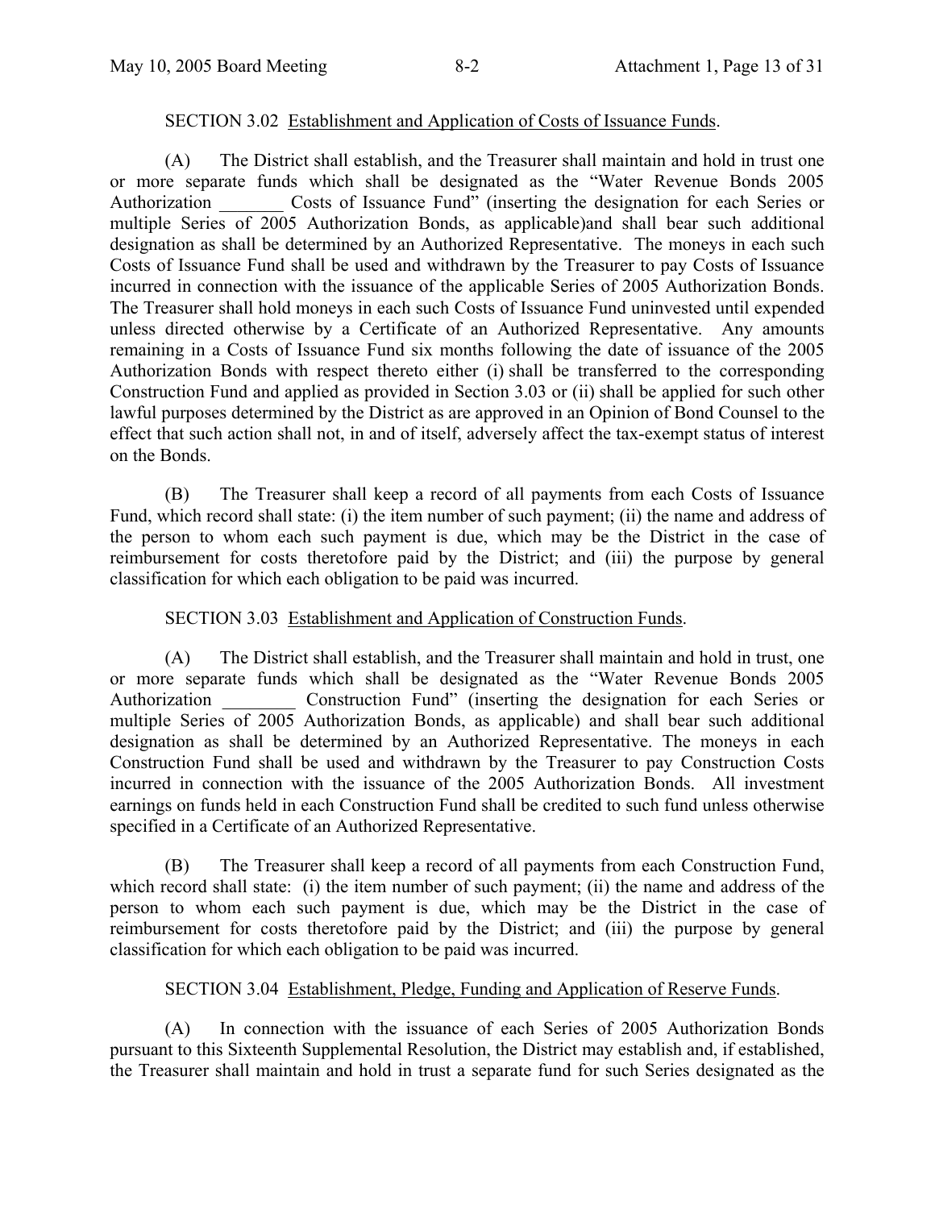SECTION 3.02 Establishment and Application of Costs of Issuance Funds.

(A) The District shall establish, and the Treasurer shall maintain and hold in trust one or more separate funds which shall be designated as the "Water Revenue Bonds 2005 Authorization _______ Costs of Issuance Fund" (inserting the designation for each Series or multiple Series of 2005 Authorization Bonds, as applicable)and shall bear such additional designation as shall be determined by an Authorized Representative. The moneys in each such Costs of Issuance Fund shall be used and withdrawn by the Treasurer to pay Costs of Issuance incurred in connection with the issuance of the applicable Series of 2005 Authorization Bonds. The Treasurer shall hold moneys in each such Costs of Issuance Fund uninvested until expended unless directed otherwise by a Certificate of an Authorized Representative. Any amounts remaining in a Costs of Issuance Fund six months following the date of issuance of the 2005 Authorization Bonds with respect thereto either (i) shall be transferred to the corresponding Construction Fund and applied as provided in Section 3.03 or (ii) shall be applied for such other lawful purposes determined by the District as are approved in an Opinion of Bond Counsel to the effect that such action shall not, in and of itself, adversely affect the tax-exempt status of interest on the Bonds.

(B) The Treasurer shall keep a record of all payments from each Costs of Issuance Fund, which record shall state: (i) the item number of such payment; (ii) the name and address of the person to whom each such payment is due, which may be the District in the case of reimbursement for costs theretofore paid by the District; and (iii) the purpose by general classification for which each obligation to be paid was incurred.

SECTION 3.03 Establishment and Application of Construction Funds.

(A) The District shall establish, and the Treasurer shall maintain and hold in trust, one or more separate funds which shall be designated as the "Water Revenue Bonds 2005 Authorization ________ Construction Fund" (inserting the designation for each Series or multiple Series of 2005 Authorization Bonds, as applicable) and shall bear such additional designation as shall be determined by an Authorized Representative. The moneys in each Construction Fund shall be used and withdrawn by the Treasurer to pay Construction Costs incurred in connection with the issuance of the 2005 Authorization Bonds. All investment earnings on funds held in each Construction Fund shall be credited to such fund unless otherwise specified in a Certificate of an Authorized Representative.

(B) The Treasurer shall keep a record of all payments from each Construction Fund, which record shall state: (i) the item number of such payment; (ii) the name and address of the person to whom each such payment is due, which may be the District in the case of reimbursement for costs theretofore paid by the District; and (iii) the purpose by general classification for which each obligation to be paid was incurred.

SECTION 3.04 Establishment, Pledge, Funding and Application of Reserve Funds.

(A) In connection with the issuance of each Series of 2005 Authorization Bonds pursuant to this Sixteenth Supplemental Resolution, the District may establish and, if established, the Treasurer shall maintain and hold in trust a separate fund for such Series designated as the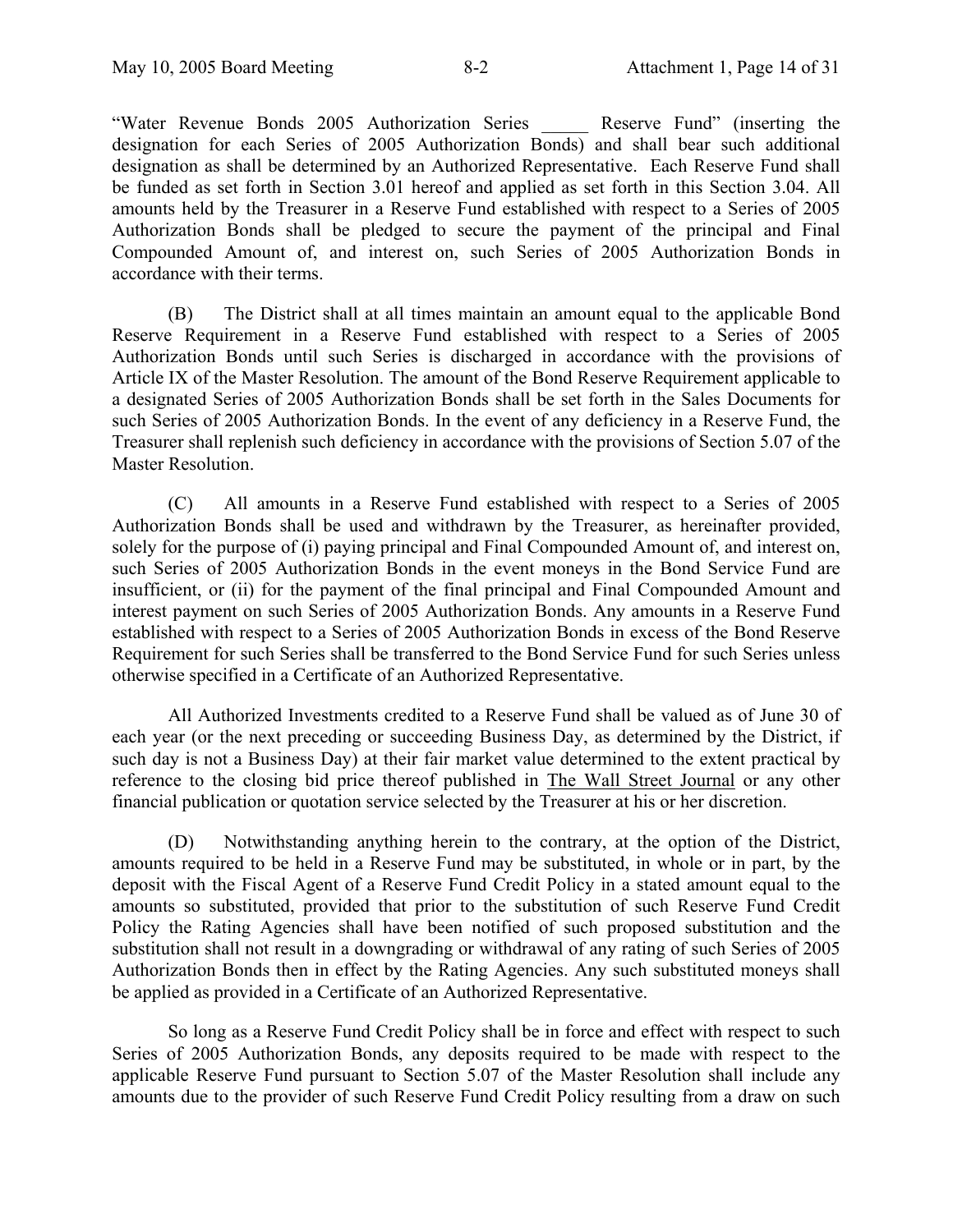"Water Revenue Bonds 2005 Authorization Series _____ Reserve Fund" (inserting the designation for each Series of 2005 Authorization Bonds) and shall bear such additional designation as shall be determined by an Authorized Representative. Each Reserve Fund shall be funded as set forth in Section 3.01 hereof and applied as set forth in this Section 3.04. All amounts held by the Treasurer in a Reserve Fund established with respect to a Series of 2005 Authorization Bonds shall be pledged to secure the payment of the principal and Final Compounded Amount of, and interest on, such Series of 2005 Authorization Bonds in accordance with their terms.

(B) The District shall at all times maintain an amount equal to the applicable Bond Reserve Requirement in a Reserve Fund established with respect to a Series of 2005 Authorization Bonds until such Series is discharged in accordance with the provisions of Article IX of the Master Resolution. The amount of the Bond Reserve Requirement applicable to a designated Series of 2005 Authorization Bonds shall be set forth in the Sales Documents for such Series of 2005 Authorization Bonds. In the event of any deficiency in a Reserve Fund, the Treasurer shall replenish such deficiency in accordance with the provisions of Section 5.07 of the Master Resolution.

(C) All amounts in a Reserve Fund established with respect to a Series of 2005 Authorization Bonds shall be used and withdrawn by the Treasurer, as hereinafter provided, solely for the purpose of (i) paying principal and Final Compounded Amount of, and interest on, such Series of 2005 Authorization Bonds in the event moneys in the Bond Service Fund are insufficient, or (ii) for the payment of the final principal and Final Compounded Amount and interest payment on such Series of 2005 Authorization Bonds. Any amounts in a Reserve Fund established with respect to a Series of 2005 Authorization Bonds in excess of the Bond Reserve Requirement for such Series shall be transferred to the Bond Service Fund for such Series unless otherwise specified in a Certificate of an Authorized Representative.

All Authorized Investments credited to a Reserve Fund shall be valued as of June 30 of each year (or the next preceding or succeeding Business Day, as determined by the District, if such day is not a Business Day) at their fair market value determined to the extent practical by reference to the closing bid price thereof published in The Wall Street Journal or any other financial publication or quotation service selected by the Treasurer at his or her discretion.

(D) Notwithstanding anything herein to the contrary, at the option of the District, amounts required to be held in a Reserve Fund may be substituted, in whole or in part, by the deposit with the Fiscal Agent of a Reserve Fund Credit Policy in a stated amount equal to the amounts so substituted, provided that prior to the substitution of such Reserve Fund Credit Policy the Rating Agencies shall have been notified of such proposed substitution and the substitution shall not result in a downgrading or withdrawal of any rating of such Series of 2005 Authorization Bonds then in effect by the Rating Agencies. Any such substituted moneys shall be applied as provided in a Certificate of an Authorized Representative.

So long as a Reserve Fund Credit Policy shall be in force and effect with respect to such Series of 2005 Authorization Bonds, any deposits required to be made with respect to the applicable Reserve Fund pursuant to Section 5.07 of the Master Resolution shall include any amounts due to the provider of such Reserve Fund Credit Policy resulting from a draw on such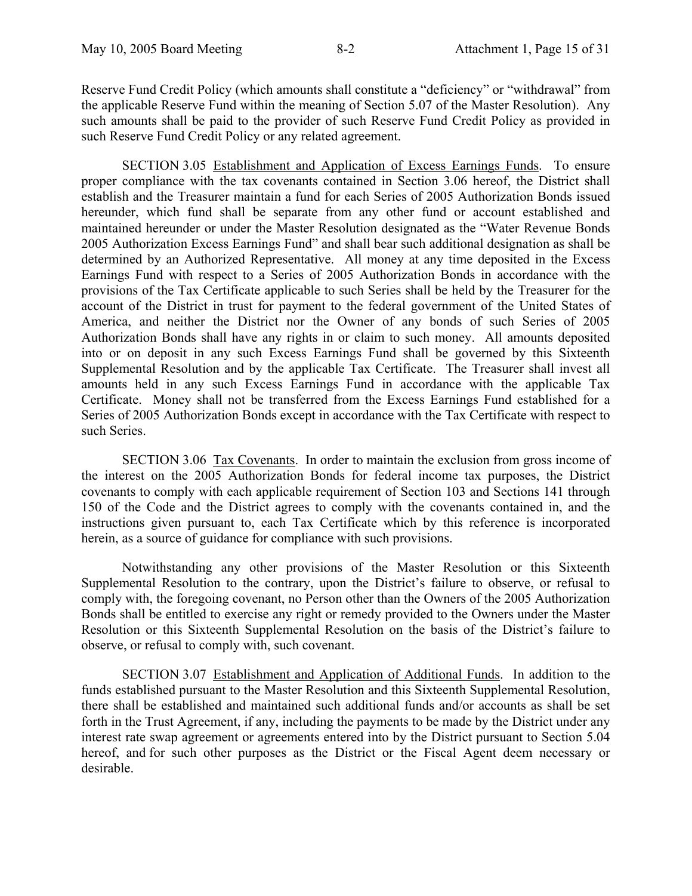Reserve Fund Credit Policy (which amounts shall constitute a "deficiency" or "withdrawal" from the applicable Reserve Fund within the meaning of Section 5.07 of the Master Resolution). Any such amounts shall be paid to the provider of such Reserve Fund Credit Policy as provided in such Reserve Fund Credit Policy or any related agreement.

SECTION 3.05 Establishment and Application of Excess Earnings Funds. To ensure proper compliance with the tax covenants contained in Section 3.06 hereof, the District shall establish and the Treasurer maintain a fund for each Series of 2005 Authorization Bonds issued hereunder, which fund shall be separate from any other fund or account established and maintained hereunder or under the Master Resolution designated as the "Water Revenue Bonds 2005 Authorization Excess Earnings Fund" and shall bear such additional designation as shall be determined by an Authorized Representative. All money at any time deposited in the Excess Earnings Fund with respect to a Series of 2005 Authorization Bonds in accordance with the provisions of the Tax Certificate applicable to such Series shall be held by the Treasurer for the account of the District in trust for payment to the federal government of the United States of America, and neither the District nor the Owner of any bonds of such Series of 2005 Authorization Bonds shall have any rights in or claim to such money. All amounts deposited into or on deposit in any such Excess Earnings Fund shall be governed by this Sixteenth Supplemental Resolution and by the applicable Tax Certificate. The Treasurer shall invest all amounts held in any such Excess Earnings Fund in accordance with the applicable Tax Certificate. Money shall not be transferred from the Excess Earnings Fund established for a Series of 2005 Authorization Bonds except in accordance with the Tax Certificate with respect to such Series.

SECTION 3.06 Tax Covenants. In order to maintain the exclusion from gross income of the interest on the 2005 Authorization Bonds for federal income tax purposes, the District covenants to comply with each applicable requirement of Section 103 and Sections 141 through 150 of the Code and the District agrees to comply with the covenants contained in, and the instructions given pursuant to, each Tax Certificate which by this reference is incorporated herein, as a source of guidance for compliance with such provisions.

Notwithstanding any other provisions of the Master Resolution or this Sixteenth Supplemental Resolution to the contrary, upon the District's failure to observe, or refusal to comply with, the foregoing covenant, no Person other than the Owners of the 2005 Authorization Bonds shall be entitled to exercise any right or remedy provided to the Owners under the Master Resolution or this Sixteenth Supplemental Resolution on the basis of the District's failure to observe, or refusal to comply with, such covenant.

SECTION 3.07 Establishment and Application of Additional Funds. In addition to the funds established pursuant to the Master Resolution and this Sixteenth Supplemental Resolution, there shall be established and maintained such additional funds and/or accounts as shall be set forth in the Trust Agreement, if any, including the payments to be made by the District under any interest rate swap agreement or agreements entered into by the District pursuant to Section 5.04 hereof, and for such other purposes as the District or the Fiscal Agent deem necessary or desirable.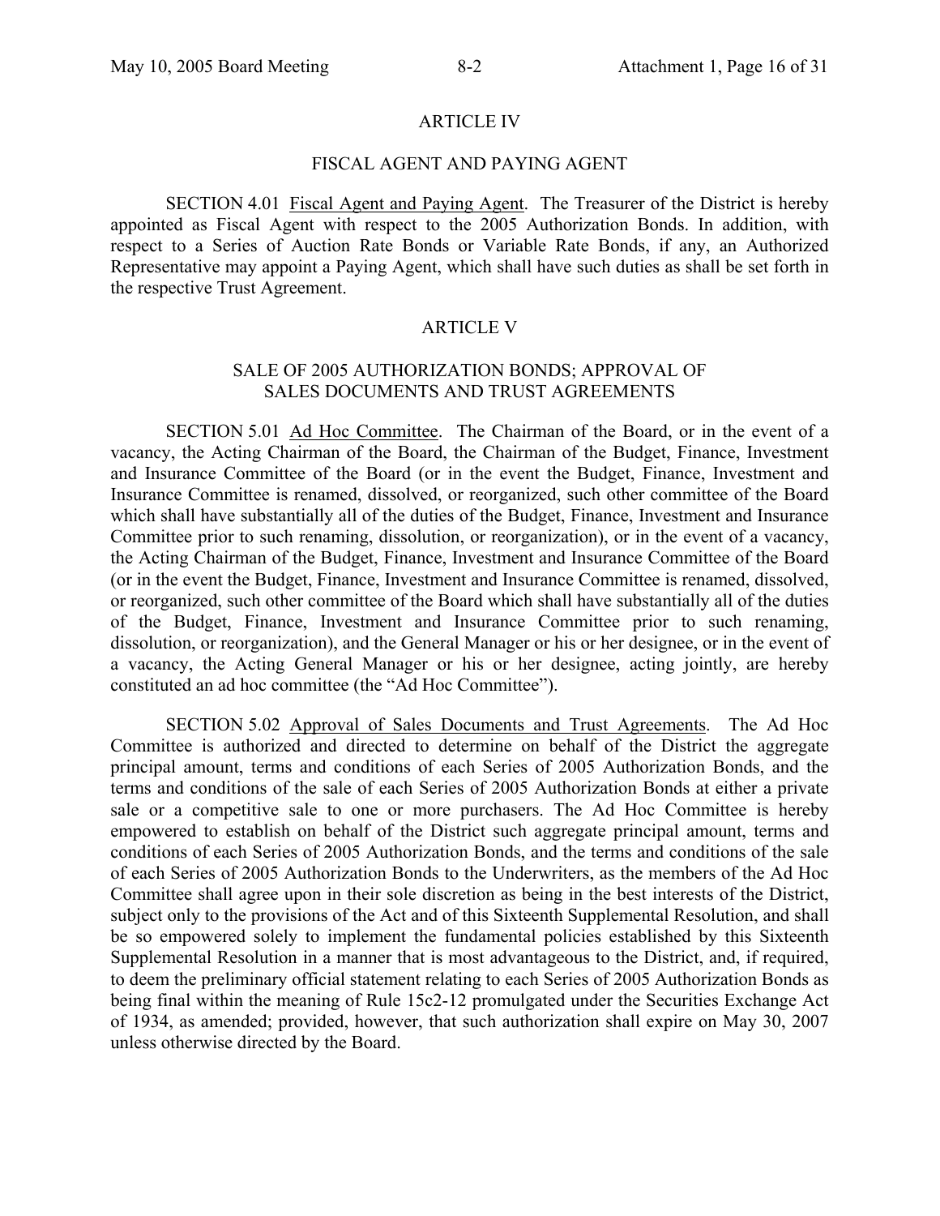## ARTICLE IV

## FISCAL AGENT AND PAYING AGENT

SECTION 4.01 Fiscal Agent and Paying Agent. The Treasurer of the District is hereby appointed as Fiscal Agent with respect to the 2005 Authorization Bonds. In addition, with respect to a Series of Auction Rate Bonds or Variable Rate Bonds, if any, an Authorized Representative may appoint a Paying Agent, which shall have such duties as shall be set forth in the respective Trust Agreement.

## ARTICLE V

## SALE OF 2005 AUTHORIZATION BONDS; APPROVAL OF SALES DOCUMENTS AND TRUST AGREEMENTS

SECTION 5.01 Ad Hoc Committee. The Chairman of the Board, or in the event of a vacancy, the Acting Chairman of the Board, the Chairman of the Budget, Finance, Investment and Insurance Committee of the Board (or in the event the Budget, Finance, Investment and Insurance Committee is renamed, dissolved, or reorganized, such other committee of the Board which shall have substantially all of the duties of the Budget, Finance, Investment and Insurance Committee prior to such renaming, dissolution, or reorganization), or in the event of a vacancy, the Acting Chairman of the Budget, Finance, Investment and Insurance Committee of the Board (or in the event the Budget, Finance, Investment and Insurance Committee is renamed, dissolved, or reorganized, such other committee of the Board which shall have substantially all of the duties of the Budget, Finance, Investment and Insurance Committee prior to such renaming, dissolution, or reorganization), and the General Manager or his or her designee, or in the event of a vacancy, the Acting General Manager or his or her designee, acting jointly, are hereby constituted an ad hoc committee (the "Ad Hoc Committee").

SECTION 5.02 Approval of Sales Documents and Trust Agreements. The Ad Hoc Committee is authorized and directed to determine on behalf of the District the aggregate principal amount, terms and conditions of each Series of 2005 Authorization Bonds, and the terms and conditions of the sale of each Series of 2005 Authorization Bonds at either a private sale or a competitive sale to one or more purchasers. The Ad Hoc Committee is hereby empowered to establish on behalf of the District such aggregate principal amount, terms and conditions of each Series of 2005 Authorization Bonds, and the terms and conditions of the sale of each Series of 2005 Authorization Bonds to the Underwriters, as the members of the Ad Hoc Committee shall agree upon in their sole discretion as being in the best interests of the District, subject only to the provisions of the Act and of this Sixteenth Supplemental Resolution, and shall be so empowered solely to implement the fundamental policies established by this Sixteenth Supplemental Resolution in a manner that is most advantageous to the District, and, if required, to deem the preliminary official statement relating to each Series of 2005 Authorization Bonds as being final within the meaning of Rule 15c2-12 promulgated under the Securities Exchange Act of 1934, as amended; provided, however, that such authorization shall expire on May 30, 2007 unless otherwise directed by the Board.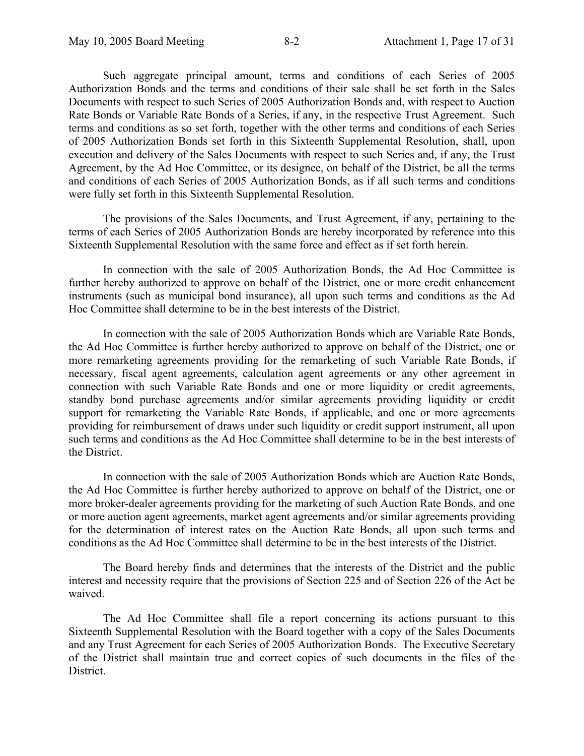Such aggregate principal amount, terms and conditions of each Series of 2005 Authorization Bonds and the terms and conditions of their sale shall be set forth in the Sales Documents with respect to such Series of 2005 Authorization Bonds and, with respect to Auction Rate Bonds or Variable Rate Bonds of a Series, if any, in the respective Trust Agreement. Such terms and conditions as so set forth, together with the other terms and conditions of each Series of 2005 Authorization Bonds set forth in this Sixteenth Supplemental Resolution, shall, upon execution and delivery of the Sales Documents with respect to such Series and, if any, the Trust Agreement, by the Ad Hoc Committee, or its designee, on behalf of the District, be all the terms and conditions of each Series of 2005 Authorization Bonds, as if all such terms and conditions were fully set forth in this Sixteenth Supplemental Resolution.

The provisions of the Sales Documents, and Trust Agreement, if any, pertaining to the terms of each Series of 2005 Authorization Bonds are hereby incorporated by reference into this Sixteenth Supplemental Resolution with the same force and effect as if set forth herein.

In connection with the sale of 2005 Authorization Bonds, the Ad Hoc Committee is further hereby authorized to approve on behalf of the District, one or more credit enhancement instruments (such as municipal bond insurance), all upon such terms and conditions as the Ad Hoc Committee shall determine to be in the best interests of the District.

In connection with the sale of 2005 Authorization Bonds which are Variable Rate Bonds, the Ad Hoc Committee is further hereby authorized to approve on behalf of the District, one or more remarketing agreements providing for the remarketing of such Variable Rate Bonds, if necessary, fiscal agent agreements, calculation agent agreements or any other agreement in connection with such Variable Rate Bonds and one or more liquidity or credit agreements, standby bond purchase agreements and/or similar agreements providing liquidity or credit support for remarketing the Variable Rate Bonds, if applicable, and one or more agreements providing for reimbursement of draws under such liquidity or credit support instrument, all upon such terms and conditions as the Ad Hoc Committee shall determine to be in the best interests of the District.

In connection with the sale of 2005 Authorization Bonds which are Auction Rate Bonds, the Ad Hoc Committee is further hereby authorized to approve on behalf of the District, one or more broker-dealer agreements providing for the marketing of such Auction Rate Bonds, and one or more auction agent agreements, market agent agreements and/or similar agreements providing for the determination of interest rates on the Auction Rate Bonds, all upon such terms and conditions as the Ad Hoc Committee shall determine to be in the best interests of the District.

The Board hereby finds and determines that the interests of the District and the public interest and necessity require that the provisions of Section 225 and of Section 226 of the Act be waived.

The Ad Hoc Committee shall file a report concerning its actions pursuant to this Sixteenth Supplemental Resolution with the Board together with a copy of the Sales Documents and any Trust Agreement for each Series of 2005 Authorization Bonds. The Executive Secretary of the District shall maintain true and correct copies of such documents in the files of the District.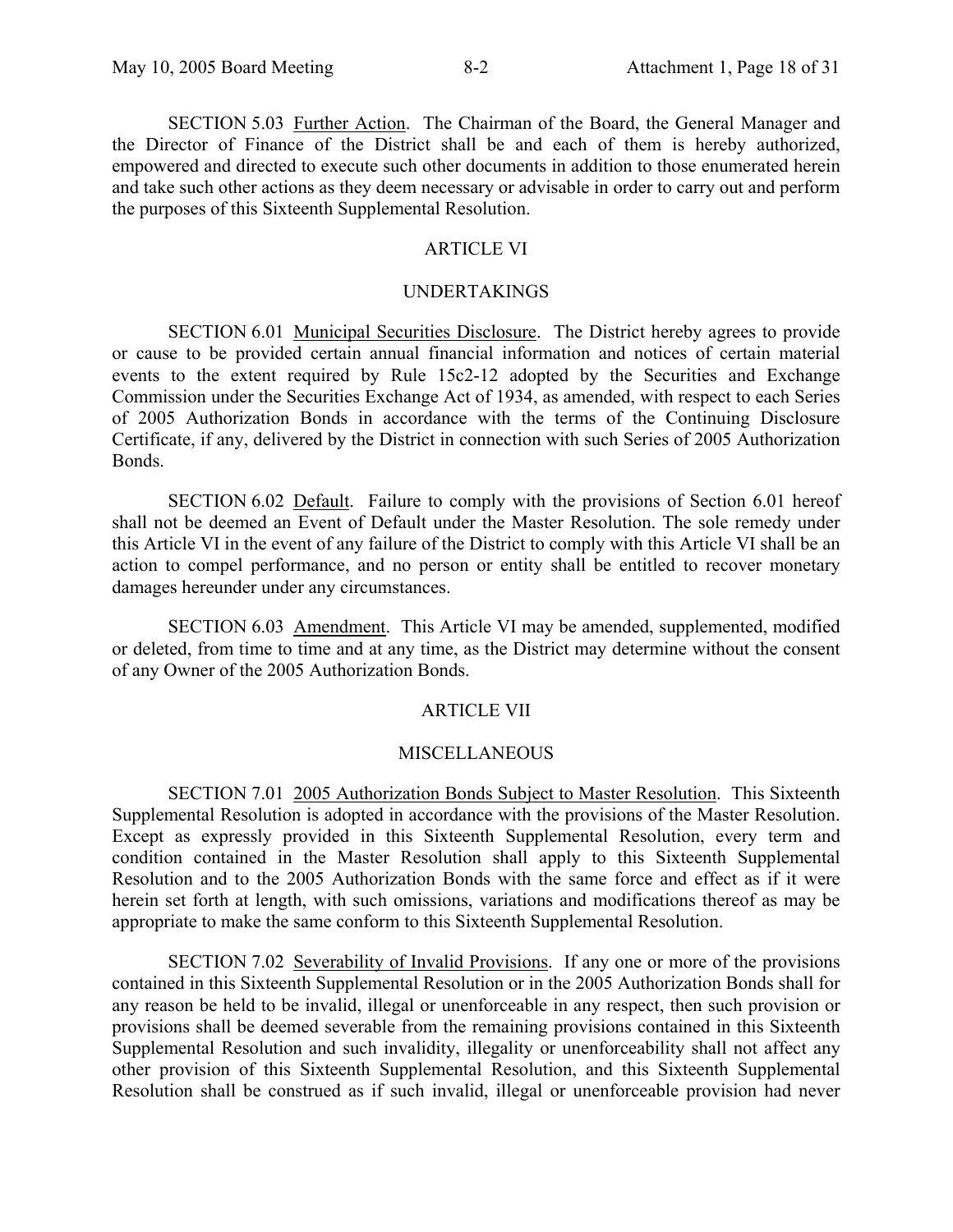SECTION 5.03 Further Action. The Chairman of the Board, the General Manager and the Director of Finance of the District shall be and each of them is hereby authorized, empowered and directed to execute such other documents in addition to those enumerated herein and take such other actions as they deem necessary or advisable in order to carry out and perform the purposes of this Sixteenth Supplemental Resolution.

## ARTICLE VI

## UNDERTAKINGS

SECTION 6.01 Municipal Securities Disclosure. The District hereby agrees to provide or cause to be provided certain annual financial information and notices of certain material events to the extent required by Rule 15c2-12 adopted by the Securities and Exchange Commission under the Securities Exchange Act of 1934, as amended, with respect to each Series of 2005 Authorization Bonds in accordance with the terms of the Continuing Disclosure Certificate, if any, delivered by the District in connection with such Series of 2005 Authorization Bonds.

SECTION 6.02 Default. Failure to comply with the provisions of Section 6.01 hereof shall not be deemed an Event of Default under the Master Resolution. The sole remedy under this Article VI in the event of any failure of the District to comply with this Article VI shall be an action to compel performance, and no person or entity shall be entitled to recover monetary damages hereunder under any circumstances.

SECTION 6.03 Amendment. This Article VI may be amended, supplemented, modified or deleted, from time to time and at any time, as the District may determine without the consent of any Owner of the 2005 Authorization Bonds.

## ARTICLE VII

## MISCELLANEOUS

SECTION 7.01 2005 Authorization Bonds Subject to Master Resolution. This Sixteenth Supplemental Resolution is adopted in accordance with the provisions of the Master Resolution. Except as expressly provided in this Sixteenth Supplemental Resolution, every term and condition contained in the Master Resolution shall apply to this Sixteenth Supplemental Resolution and to the 2005 Authorization Bonds with the same force and effect as if it were herein set forth at length, with such omissions, variations and modifications thereof as may be appropriate to make the same conform to this Sixteenth Supplemental Resolution.

SECTION 7.02 Severability of Invalid Provisions. If any one or more of the provisions contained in this Sixteenth Supplemental Resolution or in the 2005 Authorization Bonds shall for any reason be held to be invalid, illegal or unenforceable in any respect, then such provision or provisions shall be deemed severable from the remaining provisions contained in this Sixteenth Supplemental Resolution and such invalidity, illegality or unenforceability shall not affect any other provision of this Sixteenth Supplemental Resolution, and this Sixteenth Supplemental Resolution shall be construed as if such invalid, illegal or unenforceable provision had never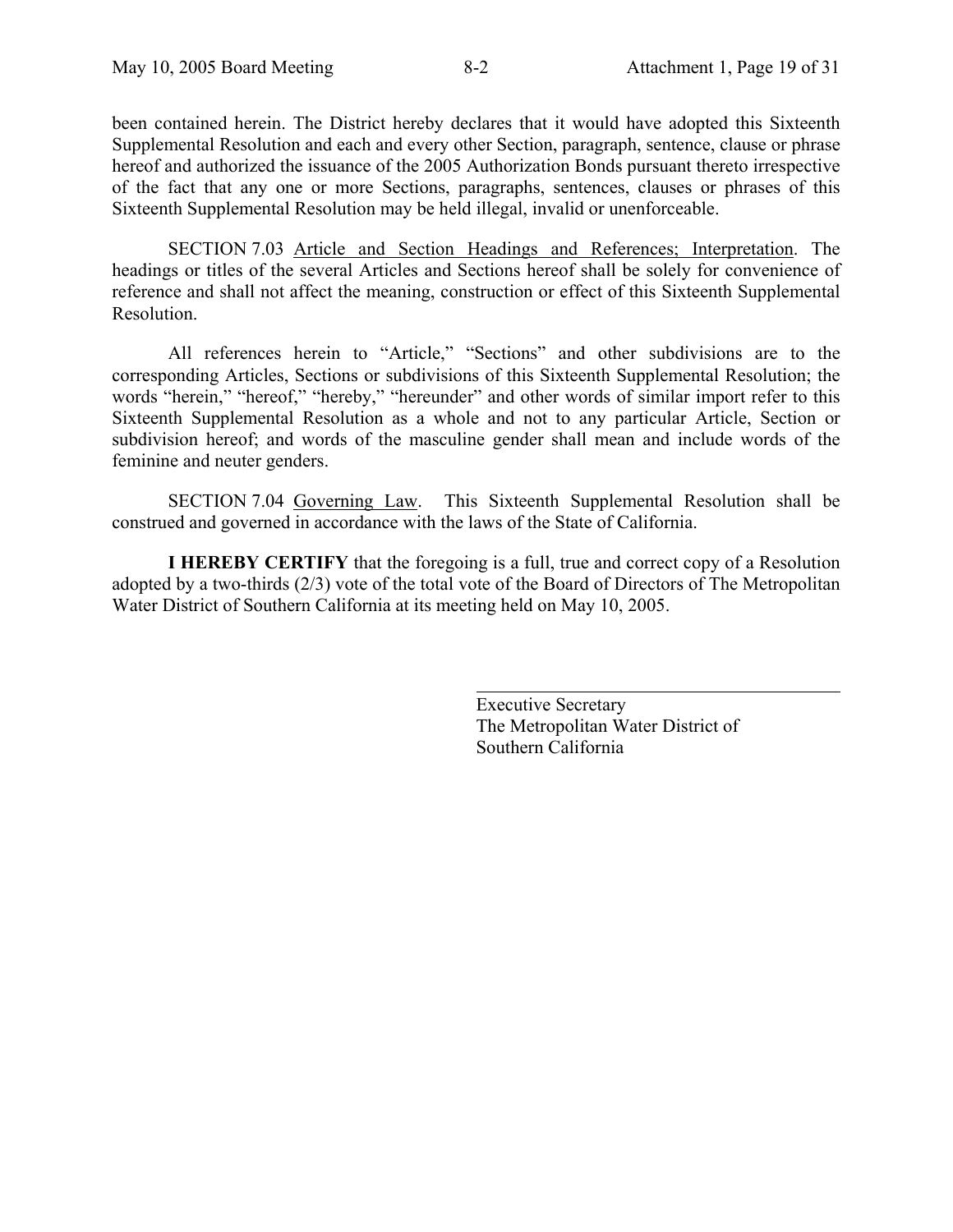been contained herein. The District hereby declares that it would have adopted this Sixteenth Supplemental Resolution and each and every other Section, paragraph, sentence, clause or phrase hereof and authorized the issuance of the 2005 Authorization Bonds pursuant thereto irrespective of the fact that any one or more Sections, paragraphs, sentences, clauses or phrases of this Sixteenth Supplemental Resolution may be held illegal, invalid or unenforceable.

SECTION 7.03 Article and Section Headings and References; Interpretation. The headings or titles of the several Articles and Sections hereof shall be solely for convenience of reference and shall not affect the meaning, construction or effect of this Sixteenth Supplemental Resolution.

All references herein to "Article," "Sections" and other subdivisions are to the corresponding Articles, Sections or subdivisions of this Sixteenth Supplemental Resolution; the words "herein," "hereof," "hereby," "hereunder" and other words of similar import refer to this Sixteenth Supplemental Resolution as a whole and not to any particular Article, Section or subdivision hereof; and words of the masculine gender shall mean and include words of the feminine and neuter genders.

SECTION 7.04 Governing Law. This Sixteenth Supplemental Resolution shall be construed and governed in accordance with the laws of the State of California.

**I HEREBY CERTIFY** that the foregoing is a full, true and correct copy of a Resolution adopted by a two-thirds (2/3) vote of the total vote of the Board of Directors of The Metropolitan Water District of Southern California at its meeting held on May 10, 2005.

\_\_\_\_\_\_\_\_\_\_\_\_\_\_\_\_\_\_\_\_\_\_\_\_\_\_\_\_\_\_\_\_\_\_\_\_\_\_\_\_

Executive Secretary
The Metropolitan Water District of
Southern California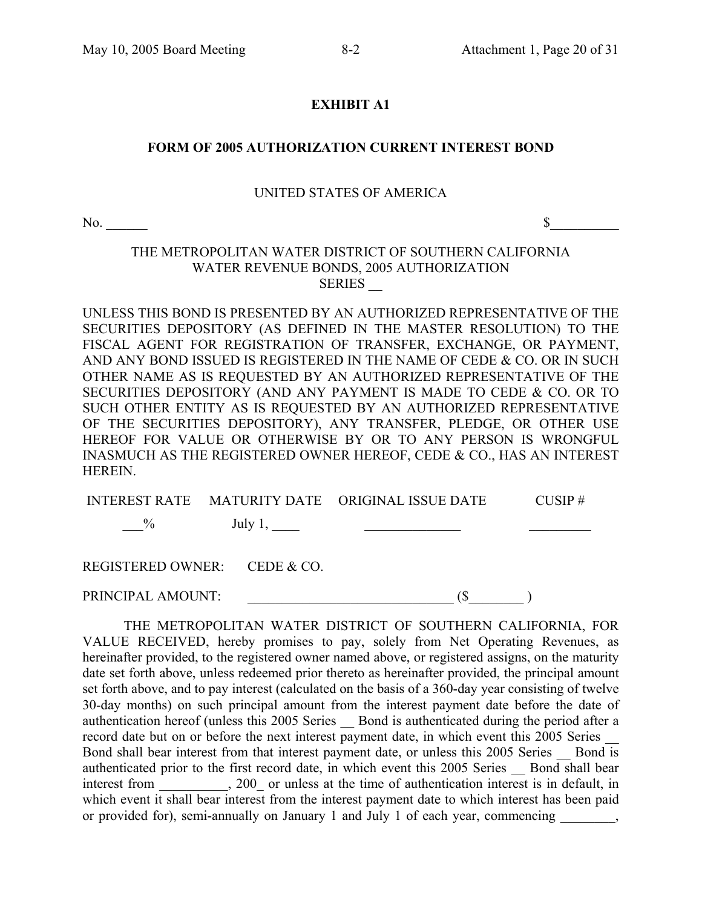**EXHIBIT A1**

**FORM OF 2005 AUTHORIZATION CURRENT INTEREST BOND**

UNITED STATES OF AMERICA

No. ______ $__________

THE METROPOLITAN WATER DISTRICT OF SOUTHERN CALIFORNIA
WATER REVENUE BONDS, 2005 AUTHORIZATION
SERIES __

UNLESS THIS BOND IS PRESENTED BY AN AUTHORIZED REPRESENTATIVE OF THE SECURITIES DEPOSITORY (AS DEFINED IN THE MASTER RESOLUTION) TO THE FISCAL AGENT FOR REGISTRATION OF TRANSFER, EXCHANGE, OR PAYMENT, AND ANY BOND ISSUED IS REGISTERED IN THE NAME OF CEDE & CO. OR IN SUCH OTHER NAME AS IS REQUESTED BY AN AUTHORIZED REPRESENTATIVE OF THE SECURITIES DEPOSITORY (AND ANY PAYMENT IS MADE TO CEDE & CO. OR TO SUCH OTHER ENTITY AS IS REQUESTED BY AN AUTHORIZED REPRESENTATIVE OF THE SECURITIES DEPOSITORY), ANY TRANSFER, PLEDGE, OR OTHER USE HEREOF FOR VALUE OR OTHERWISE BY OR TO ANY PERSON IS WRONGFUL INASMUCH AS THE REGISTERED OWNER HEREOF, CEDE & CO., HAS AN INTEREST HEREIN.

| INTEREST RATE | MATURITY DATE | ORIGINAL ISSUE DATE | CUSIP # |
|---|---|---|---|
| ___% | July 1, ____ | ______________ | _________ |

REGISTERED OWNER: CEDE & CO.

PRINCIPAL AMOUNT: ______________________________ ($________ )

THE METROPOLITAN WATER DISTRICT OF SOUTHERN CALIFORNIA, FOR VALUE RECEIVED, hereby promises to pay, solely from Net Operating Revenues, as hereinafter provided, to the registered owner named above, or registered assigns, on the maturity date set forth above, unless redeemed prior thereto as hereinafter provided, the principal amount set forth above, and to pay interest (calculated on the basis of a 360-day year consisting of twelve 30-day months) on such principal amount from the interest payment date before the date of authentication hereof (unless this 2005 Series __ Bond is authenticated during the period after a record date but on or before the next interest payment date, in which event this 2005 Series __ Bond shall bear interest from that interest payment date, or unless this 2005 Series __ Bond is authenticated prior to the first record date, in which event this 2005 Series __ Bond shall bear interest from __________, 200_ or unless at the time of authentication interest is in default, in which event it shall bear interest from the interest payment date to which interest has been paid or provided for), semi-annually on January 1 and July 1 of each year, commencing ________,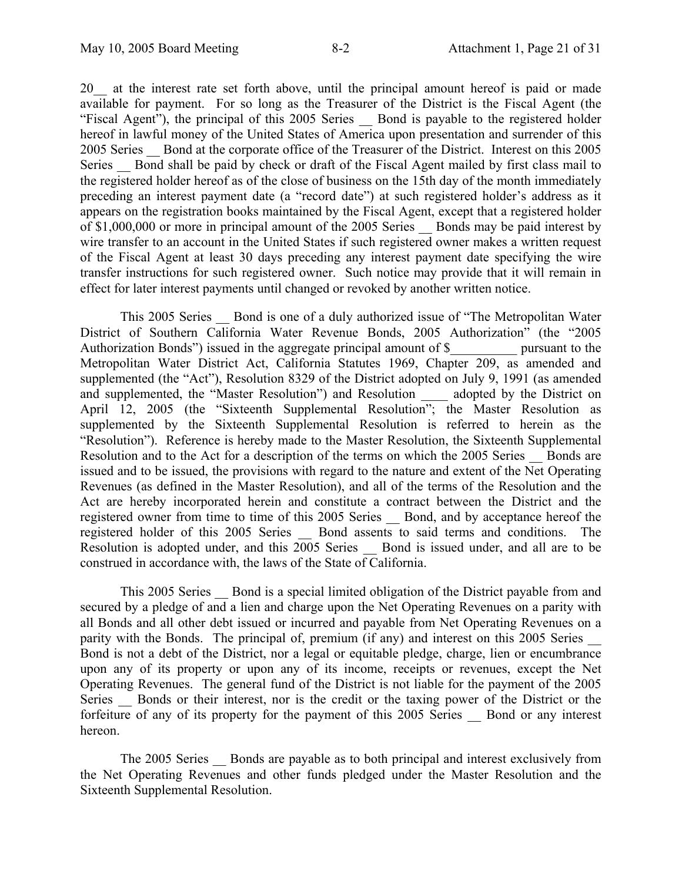20__ at the interest rate set forth above, until the principal amount hereof is paid or made available for payment. For so long as the Treasurer of the District is the Fiscal Agent (the "Fiscal Agent"), the principal of this 2005 Series __ Bond is payable to the registered holder hereof in lawful money of the United States of America upon presentation and surrender of this 2005 Series __ Bond at the corporate office of the Treasurer of the District. Interest on this 2005 Series __ Bond shall be paid by check or draft of the Fiscal Agent mailed by first class mail to the registered holder hereof as of the close of business on the 15th day of the month immediately preceding an interest payment date (a "record date") at such registered holder's address as it appears on the registration books maintained by the Fiscal Agent, except that a registered holder of $1,000,000 or more in principal amount of the 2005 Series __ Bonds may be paid interest by wire transfer to an account in the United States if such registered owner makes a written request of the Fiscal Agent at least 30 days preceding any interest payment date specifying the wire transfer instructions for such registered owner. Such notice may provide that it will remain in effect for later interest payments until changed or revoked by another written notice.

This 2005 Series __ Bond is one of a duly authorized issue of "The Metropolitan Water District of Southern California Water Revenue Bonds, 2005 Authorization" (the "2005 Authorization Bonds") issued in the aggregate principal amount of $__________ pursuant to the Metropolitan Water District Act, California Statutes 1969, Chapter 209, as amended and supplemented (the "Act"), Resolution 8329 of the District adopted on July 9, 1991 (as amended and supplemented, the "Master Resolution") and Resolution ____ adopted by the District on April 12, 2005 (the "Sixteenth Supplemental Resolution"; the Master Resolution as supplemented by the Sixteenth Supplemental Resolution is referred to herein as the "Resolution"). Reference is hereby made to the Master Resolution, the Sixteenth Supplemental Resolution and to the Act for a description of the terms on which the 2005 Series __ Bonds are issued and to be issued, the provisions with regard to the nature and extent of the Net Operating Revenues (as defined in the Master Resolution), and all of the terms of the Resolution and the Act are hereby incorporated herein and constitute a contract between the District and the registered owner from time to time of this 2005 Series __ Bond, and by acceptance hereof the registered holder of this 2005 Series __ Bond assents to said terms and conditions. The Resolution is adopted under, and this 2005 Series __ Bond is issued under, and all are to be construed in accordance with, the laws of the State of California.

This 2005 Series __ Bond is a special limited obligation of the District payable from and secured by a pledge of and a lien and charge upon the Net Operating Revenues on a parity with all Bonds and all other debt issued or incurred and payable from Net Operating Revenues on a parity with the Bonds. The principal of, premium (if any) and interest on this 2005 Series __ Bond is not a debt of the District, nor a legal or equitable pledge, charge, lien or encumbrance upon any of its property or upon any of its income, receipts or revenues, except the Net Operating Revenues. The general fund of the District is not liable for the payment of the 2005 Series __ Bonds or their interest, nor is the credit or the taxing power of the District or the forfeiture of any of its property for the payment of this 2005 Series __ Bond or any interest hereon.

The 2005 Series __ Bonds are payable as to both principal and interest exclusively from the Net Operating Revenues and other funds pledged under the Master Resolution and the Sixteenth Supplemental Resolution.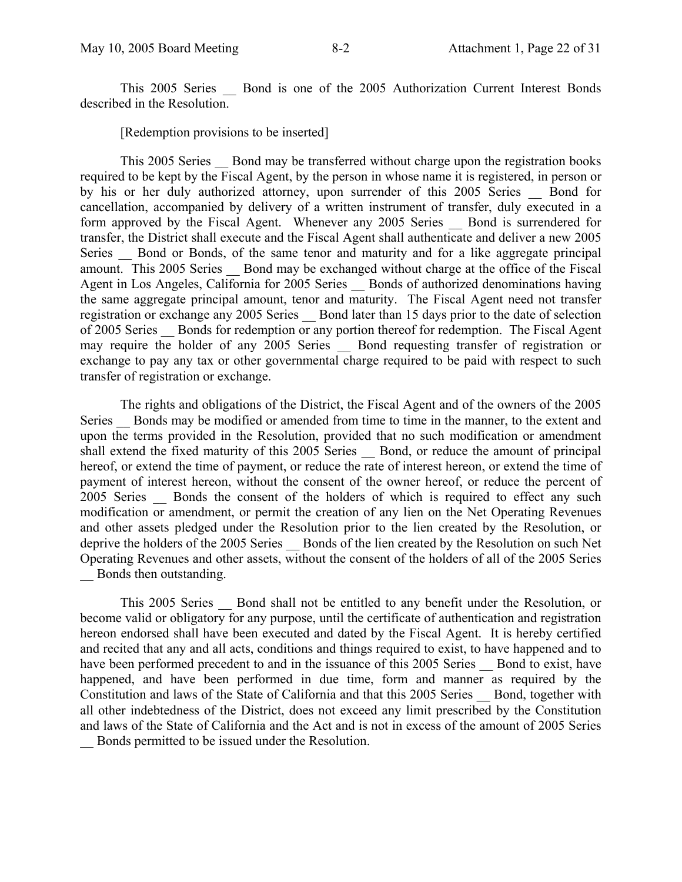This 2005 Series __ Bond is one of the 2005 Authorization Current Interest Bonds described in the Resolution.

[Redemption provisions to be inserted]

This 2005 Series __ Bond may be transferred without charge upon the registration books required to be kept by the Fiscal Agent, by the person in whose name it is registered, in person or by his or her duly authorized attorney, upon surrender of this 2005 Series __ Bond for cancellation, accompanied by delivery of a written instrument of transfer, duly executed in a form approved by the Fiscal Agent. Whenever any 2005 Series __ Bond is surrendered for transfer, the District shall execute and the Fiscal Agent shall authenticate and deliver a new 2005 Series __ Bond or Bonds, of the same tenor and maturity and for a like aggregate principal amount. This 2005 Series __ Bond may be exchanged without charge at the office of the Fiscal Agent in Los Angeles, California for 2005 Series __ Bonds of authorized denominations having the same aggregate principal amount, tenor and maturity. The Fiscal Agent need not transfer registration or exchange any 2005 Series __ Bond later than 15 days prior to the date of selection of 2005 Series __ Bonds for redemption or any portion thereof for redemption. The Fiscal Agent may require the holder of any 2005 Series __ Bond requesting transfer of registration or exchange to pay any tax or other governmental charge required to be paid with respect to such transfer of registration or exchange.

The rights and obligations of the District, the Fiscal Agent and of the owners of the 2005 Series __ Bonds may be modified or amended from time to time in the manner, to the extent and upon the terms provided in the Resolution, provided that no such modification or amendment shall extend the fixed maturity of this 2005 Series __ Bond, or reduce the amount of principal hereof, or extend the time of payment, or reduce the rate of interest hereon, or extend the time of payment of interest hereon, without the consent of the owner hereof, or reduce the percent of 2005 Series __ Bonds the consent of the holders of which is required to effect any such modification or amendment, or permit the creation of any lien on the Net Operating Revenues and other assets pledged under the Resolution prior to the lien created by the Resolution, or deprive the holders of the 2005 Series __ Bonds of the lien created by the Resolution on such Net Operating Revenues and other assets, without the consent of the holders of all of the 2005 Series __ Bonds then outstanding.

This 2005 Series __ Bond shall not be entitled to any benefit under the Resolution, or become valid or obligatory for any purpose, until the certificate of authentication and registration hereon endorsed shall have been executed and dated by the Fiscal Agent. It is hereby certified and recited that any and all acts, conditions and things required to exist, to have happened and to have been performed precedent to and in the issuance of this 2005 Series __ Bond to exist, have happened, and have been performed in due time, form and manner as required by the Constitution and laws of the State of California and that this 2005 Series __ Bond, together with all other indebtedness of the District, does not exceed any limit prescribed by the Constitution and laws of the State of California and the Act and is not in excess of the amount of 2005 Series __ Bonds permitted to be issued under the Resolution.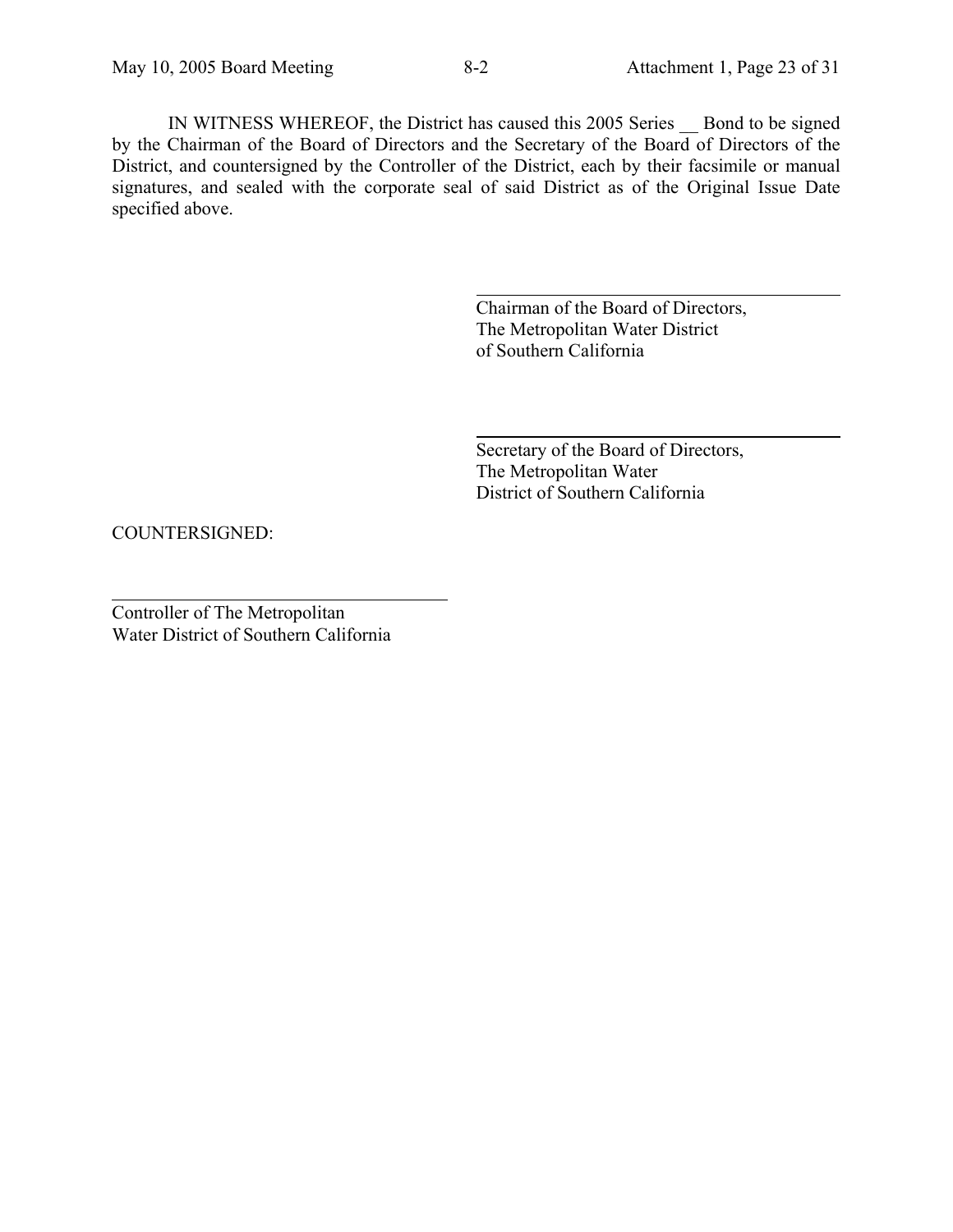IN WITNESS WHEREOF, the District has caused this 2005 Series __ Bond to be signed by the Chairman of the Board of Directors and the Secretary of the Board of Directors of the District, and countersigned by the Controller of the District, each by their facsimile or manual signatures, and sealed with the corporate seal of said District as of the Original Issue Date specified above.

\_\_\_\_\_\_\_\_\_\_\_\_\_\_\_\_\_\_\_\_\_\_\_\_\_\_\_\_\_\_\_\_\_\_\_\_

Chairman of the Board of Directors,
The Metropolitan Water District
of Southern California

\_\_\_\_\_\_\_\_\_\_\_\_\_\_\_\_\_\_\_\_\_\_\_\_\_\_\_\_\_\_\_\_\_\_\_\_

Secretary of the Board of Directors,
The Metropolitan Water
District of Southern California

COUNTERSIGNED:

\_\_\_\_\_\_\_\_\_\_\_\_\_\_\_\_\_\_\_\_\_\_\_\_\_\_\_\_\_\_\_\_\_\_\_\_

Controller of The Metropolitan
Water District of Southern California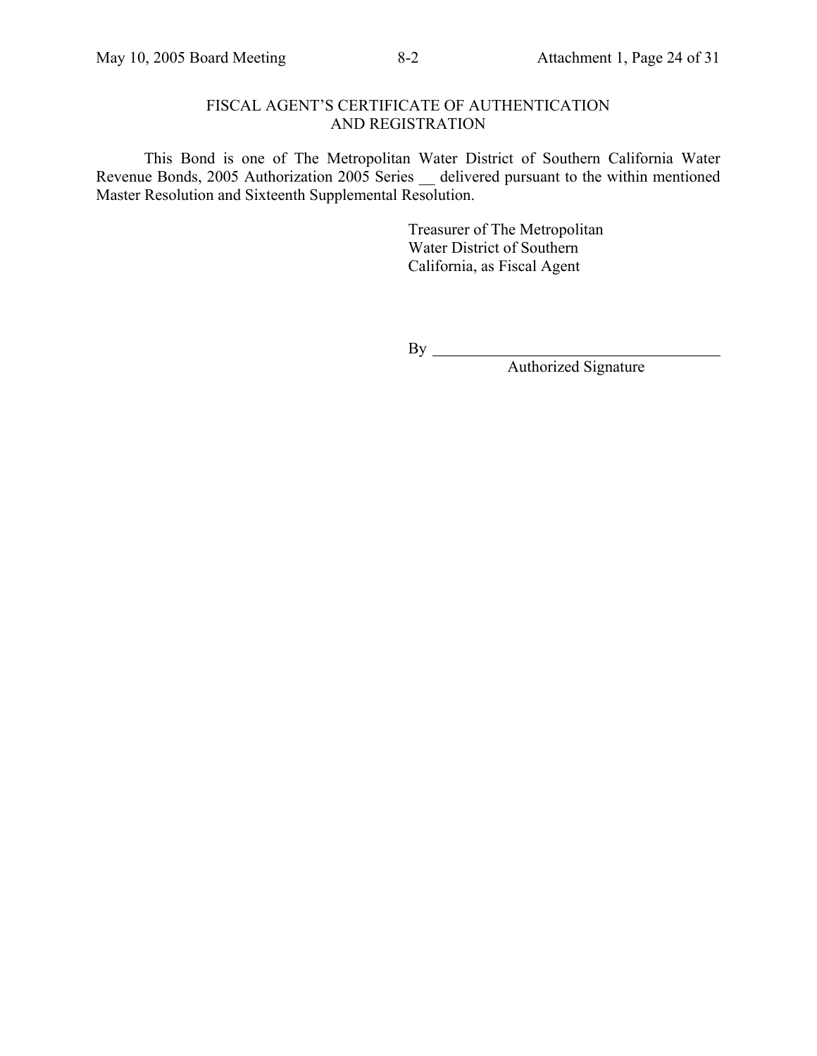## FISCAL AGENT'S CERTIFICATE OF AUTHENTICATION AND REGISTRATION

This Bond is one of The Metropolitan Water District of Southern California Water Revenue Bonds, 2005 Authorization 2005 Series __ delivered pursuant to the within mentioned Master Resolution and Sixteenth Supplemental Resolution.

Treasurer of The Metropolitan
Water District of Southern
California, as Fiscal Agent

By ______________________________
Authorized Signature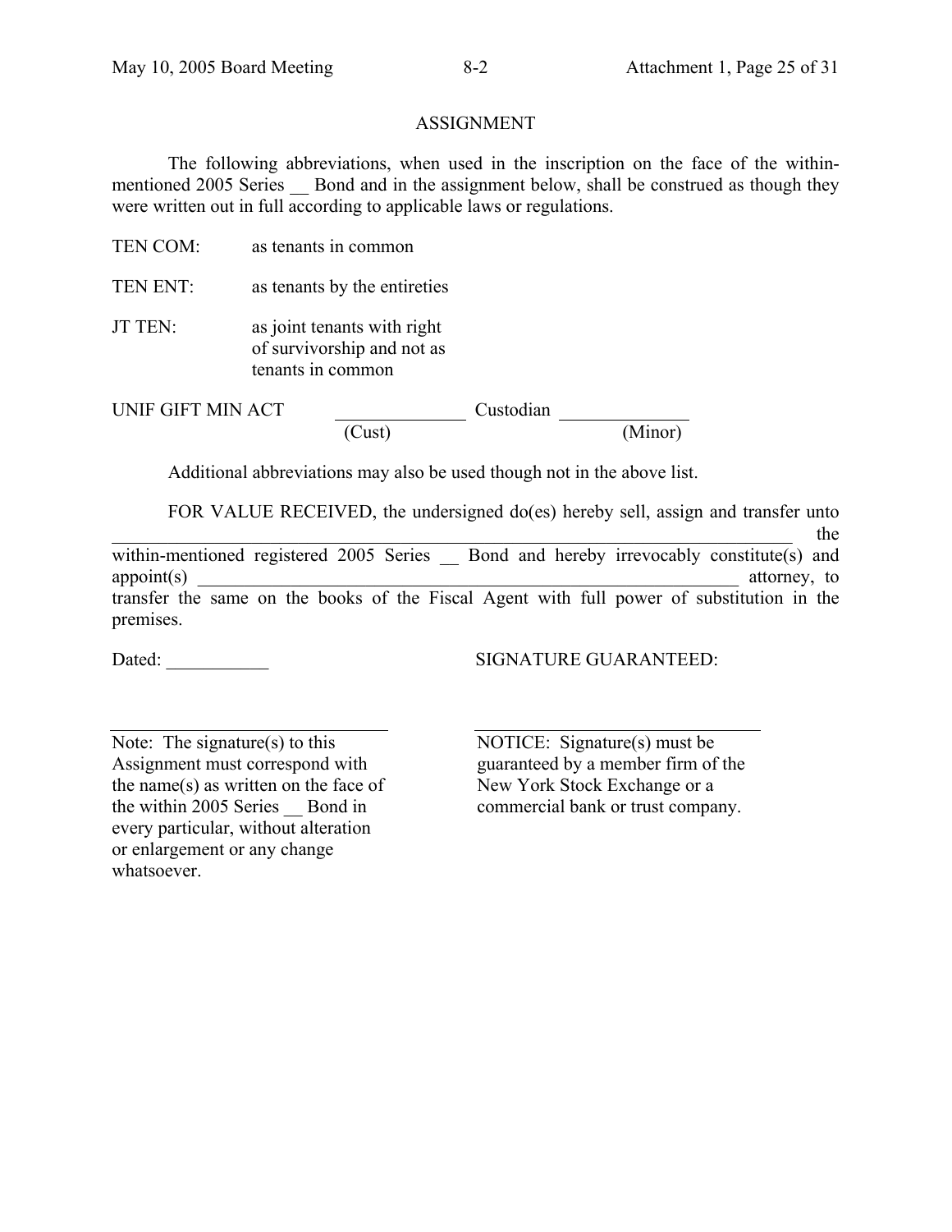## ASSIGNMENT

The following abbreviations, when used in the inscription on the face of the within-mentioned 2005 Series __ Bond and in the assignment below, shall be construed as though they were written out in full according to applicable laws or regulations.

| | |
|---|---|
| TEN COM: | as tenants in common |
| TEN ENT: | as tenants by the entireties |
| JT TEN: | as joint tenants with right of survivorship and not as tenants in common |

UNIF GIFT MIN ACT ______________ Custodian ______________
(Cust) (Minor)

Additional abbreviations may also be used though not in the above list.

FOR VALUE RECEIVED, the undersigned do(es) hereby sell, assign and transfer unto ______________________________________________________________________ the within-mentioned registered 2005 Series __ Bond and hereby irrevocably constitute(s) and appoint(s) ____________________________________________________________ attorney, to transfer the same on the books of the Fiscal Agent with full power of substitution in the premises.

Dated: ___________

SIGNATURE GUARANTEED:

________________________________

Note: The signature(s) to this Assignment must correspond with the name(s) as written on the face of the within 2005 Series __ Bond in every particular, without alteration or enlargement or any change whatsoever.

________________________________

NOTICE: Signature(s) must be guaranteed by a member firm of the New York Stock Exchange or a commercial bank or trust company.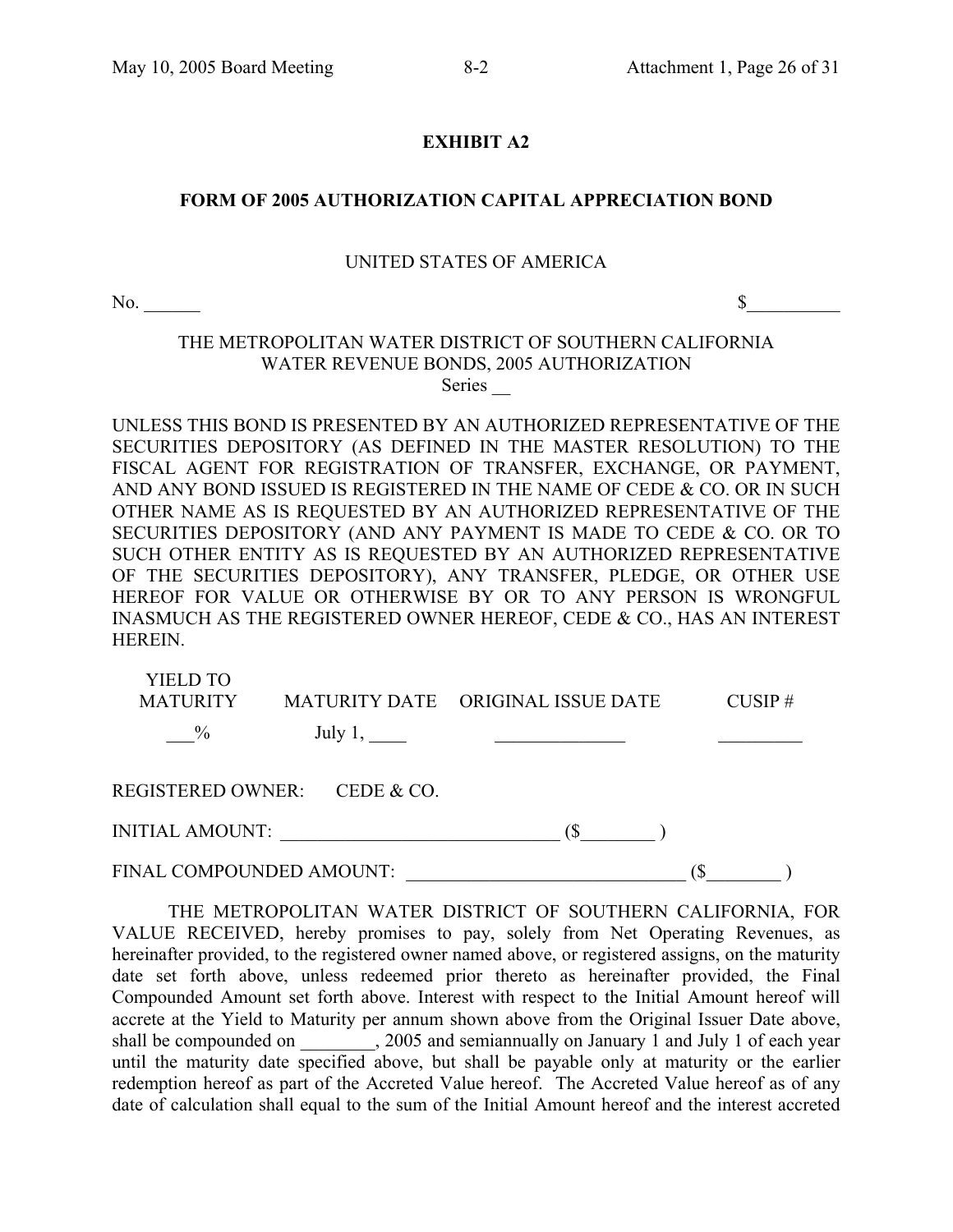# EXHIBIT A2

## FORM OF 2005 AUTHORIZATION CAPITAL APPRECIATION BOND

UNITED STATES OF AMERICA

No. ______ $__________

THE METROPOLITAN WATER DISTRICT OF SOUTHERN CALIFORNIA
WATER REVENUE BONDS, 2005 AUTHORIZATION
Series __

UNLESS THIS BOND IS PRESENTED BY AN AUTHORIZED REPRESENTATIVE OF THE SECURITIES DEPOSITORY (AS DEFINED IN THE MASTER RESOLUTION) TO THE FISCAL AGENT FOR REGISTRATION OF TRANSFER, EXCHANGE, OR PAYMENT, AND ANY BOND ISSUED IS REGISTERED IN THE NAME OF CEDE & CO. OR IN SUCH OTHER NAME AS IS REQUESTED BY AN AUTHORIZED REPRESENTATIVE OF THE SECURITIES DEPOSITORY (AND ANY PAYMENT IS MADE TO CEDE & CO. OR TO SUCH OTHER ENTITY AS IS REQUESTED BY AN AUTHORIZED REPRESENTATIVE OF THE SECURITIES DEPOSITORY), ANY TRANSFER, PLEDGE, OR OTHER USE HEREOF FOR VALUE OR OTHERWISE BY OR TO ANY PERSON IS WRONGFUL INASMUCH AS THE REGISTERED OWNER HEREOF, CEDE & CO., HAS AN INTEREST HEREIN.

| YIELD TO MATURITY | MATURITY DATE | ORIGINAL ISSUE DATE | CUSIP # |
|---|---|---|---|
| ___% | July 1, ____ | ______________ | _________ |

REGISTERED OWNER: CEDE & CO.

INITIAL AMOUNT: _____________________________ ($________ )

FINAL COMPOUNDED AMOUNT: ______________________________ ($________ )

THE METROPOLITAN WATER DISTRICT OF SOUTHERN CALIFORNIA, FOR VALUE RECEIVED, hereby promises to pay, solely from Net Operating Revenues, as hereinafter provided, to the registered owner named above, or registered assigns, on the maturity date set forth above, unless redeemed prior thereto as hereinafter provided, the Final Compounded Amount set forth above. Interest with respect to the Initial Amount hereof will accrete at the Yield to Maturity per annum shown above from the Original Issuer Date above, shall be compounded on ________, 2005 and semiannually on January 1 and July 1 of each year until the maturity date specified above, but shall be payable only at maturity or the earlier redemption hereof as part of the Accreted Value hereof. The Accreted Value hereof as of any date of calculation shall equal to the sum of the Initial Amount hereof and the interest accreted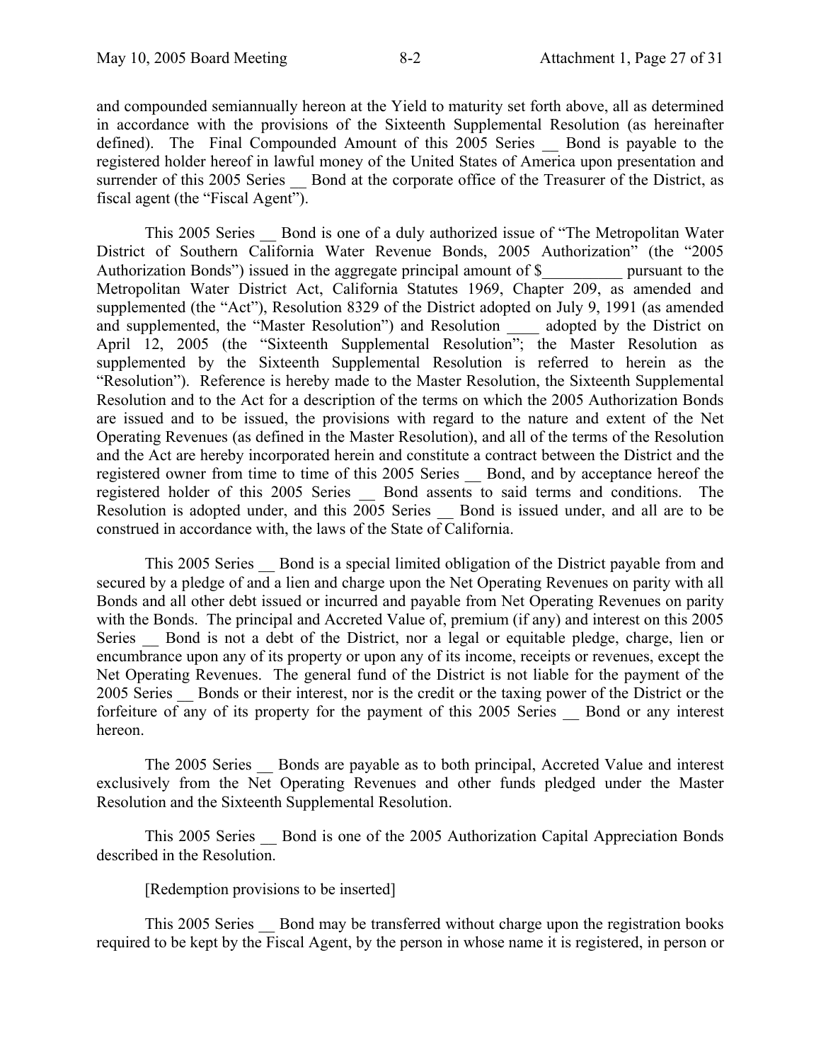and compounded semiannually hereon at the Yield to maturity set forth above, all as determined in accordance with the provisions of the Sixteenth Supplemental Resolution (as hereinafter defined). The Final Compounded Amount of this 2005 Series __ Bond is payable to the registered holder hereof in lawful money of the United States of America upon presentation and surrender of this 2005 Series __ Bond at the corporate office of the Treasurer of the District, as fiscal agent (the "Fiscal Agent").

This 2005 Series __ Bond is one of a duly authorized issue of "The Metropolitan Water District of Southern California Water Revenue Bonds, 2005 Authorization" (the "2005 Authorization Bonds") issued in the aggregate principal amount of $__________ pursuant to the Metropolitan Water District Act, California Statutes 1969, Chapter 209, as amended and supplemented (the "Act"), Resolution 8329 of the District adopted on July 9, 1991 (as amended and supplemented, the "Master Resolution") and Resolution ____ adopted by the District on April 12, 2005 (the "Sixteenth Supplemental Resolution"; the Master Resolution as supplemented by the Sixteenth Supplemental Resolution is referred to herein as the "Resolution"). Reference is hereby made to the Master Resolution, the Sixteenth Supplemental Resolution and to the Act for a description of the terms on which the 2005 Authorization Bonds are issued and to be issued, the provisions with regard to the nature and extent of the Net Operating Revenues (as defined in the Master Resolution), and all of the terms of the Resolution and the Act are hereby incorporated herein and constitute a contract between the District and the registered owner from time to time of this 2005 Series __ Bond, and by acceptance hereof the registered holder of this 2005 Series __ Bond assents to said terms and conditions. The Resolution is adopted under, and this 2005 Series __ Bond is issued under, and all are to be construed in accordance with, the laws of the State of California.

This 2005 Series __ Bond is a special limited obligation of the District payable from and secured by a pledge of and a lien and charge upon the Net Operating Revenues on parity with all Bonds and all other debt issued or incurred and payable from Net Operating Revenues on parity with the Bonds. The principal and Accreted Value of, premium (if any) and interest on this 2005 Series __ Bond is not a debt of the District, nor a legal or equitable pledge, charge, lien or encumbrance upon any of its property or upon any of its income, receipts or revenues, except the Net Operating Revenues. The general fund of the District is not liable for the payment of the 2005 Series __ Bonds or their interest, nor is the credit or the taxing power of the District or the forfeiture of any of its property for the payment of this 2005 Series __ Bond or any interest hereon.

The 2005 Series __ Bonds are payable as to both principal, Accreted Value and interest exclusively from the Net Operating Revenues and other funds pledged under the Master Resolution and the Sixteenth Supplemental Resolution.

This 2005 Series __ Bond is one of the 2005 Authorization Capital Appreciation Bonds described in the Resolution.

[Redemption provisions to be inserted]

This 2005 Series __ Bond may be transferred without charge upon the registration books required to be kept by the Fiscal Agent, by the person in whose name it is registered, in person or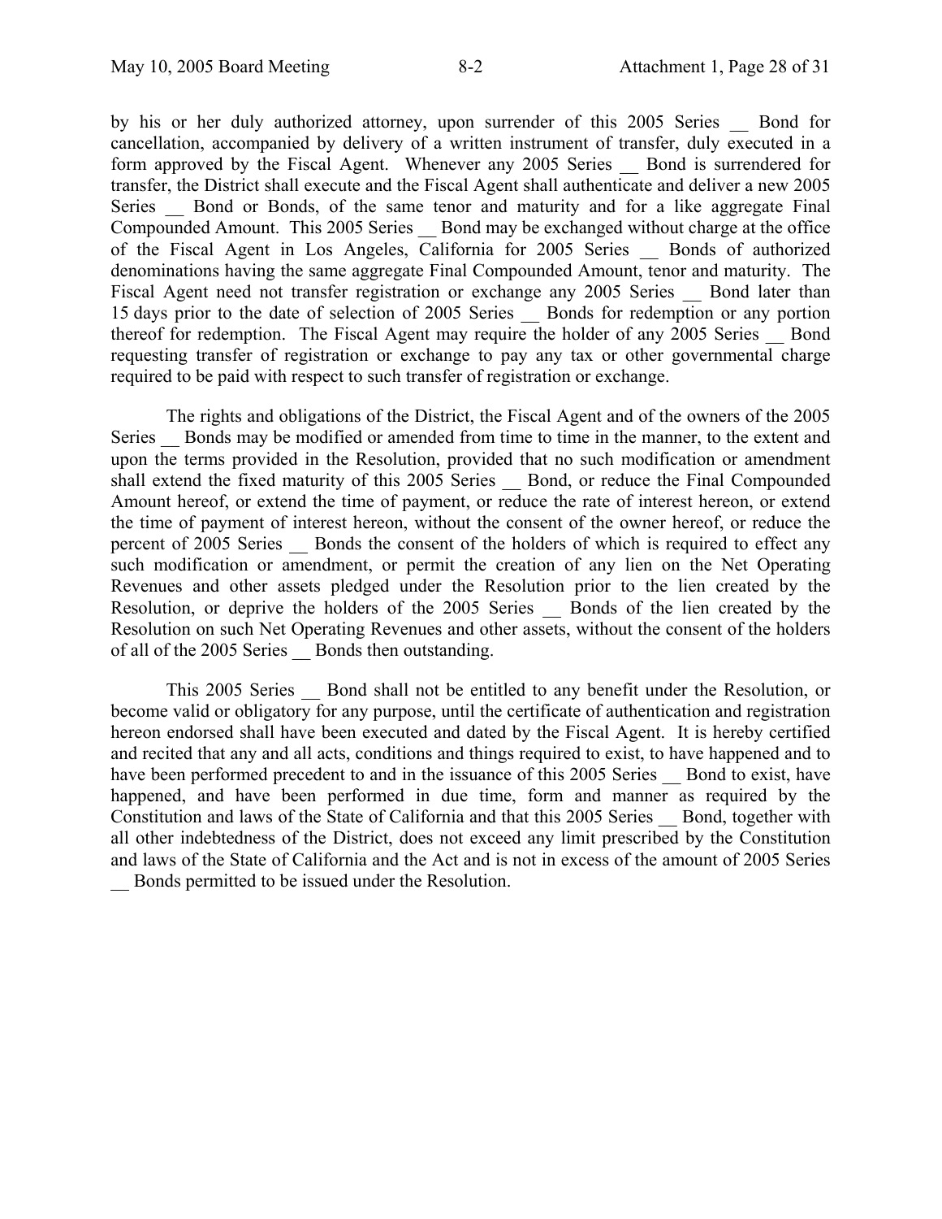by his or her duly authorized attorney, upon surrender of this 2005 Series __ Bond for cancellation, accompanied by delivery of a written instrument of transfer, duly executed in a form approved by the Fiscal Agent. Whenever any 2005 Series __ Bond is surrendered for transfer, the District shall execute and the Fiscal Agent shall authenticate and deliver a new 2005 Series __ Bond or Bonds, of the same tenor and maturity and for a like aggregate Final Compounded Amount. This 2005 Series __ Bond may be exchanged without charge at the office of the Fiscal Agent in Los Angeles, California for 2005 Series __ Bonds of authorized denominations having the same aggregate Final Compounded Amount, tenor and maturity. The Fiscal Agent need not transfer registration or exchange any 2005 Series __ Bond later than 15 days prior to the date of selection of 2005 Series __ Bonds for redemption or any portion thereof for redemption. The Fiscal Agent may require the holder of any 2005 Series __ Bond requesting transfer of registration or exchange to pay any tax or other governmental charge required to be paid with respect to such transfer of registration or exchange.

The rights and obligations of the District, the Fiscal Agent and of the owners of the 2005 Series __ Bonds may be modified or amended from time to time in the manner, to the extent and upon the terms provided in the Resolution, provided that no such modification or amendment shall extend the fixed maturity of this 2005 Series __ Bond, or reduce the Final Compounded Amount hereof, or extend the time of payment, or reduce the rate of interest hereon, or extend the time of payment of interest hereon, without the consent of the owner hereof, or reduce the percent of 2005 Series __ Bonds the consent of the holders of which is required to effect any such modification or amendment, or permit the creation of any lien on the Net Operating Revenues and other assets pledged under the Resolution prior to the lien created by the Resolution, or deprive the holders of the 2005 Series __ Bonds of the lien created by the Resolution on such Net Operating Revenues and other assets, without the consent of the holders of all of the 2005 Series __ Bonds then outstanding.

This 2005 Series __ Bond shall not be entitled to any benefit under the Resolution, or become valid or obligatory for any purpose, until the certificate of authentication and registration hereon endorsed shall have been executed and dated by the Fiscal Agent. It is hereby certified and recited that any and all acts, conditions and things required to exist, to have happened and to have been performed precedent to and in the issuance of this 2005 Series __ Bond to exist, have happened, and have been performed in due time, form and manner as required by the Constitution and laws of the State of California and that this 2005 Series __ Bond, together with all other indebtedness of the District, does not exceed any limit prescribed by the Constitution and laws of the State of California and the Act and is not in excess of the amount of 2005 Series __ Bonds permitted to be issued under the Resolution.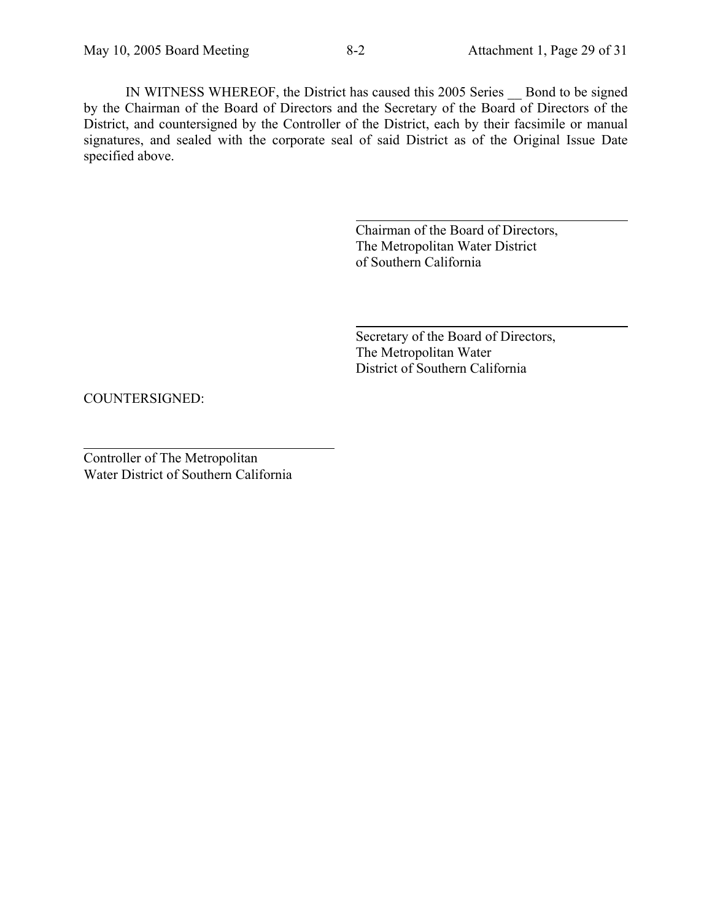IN WITNESS WHEREOF, the District has caused this 2005 Series __ Bond to be signed by the Chairman of the Board of Directors and the Secretary of the Board of Directors of the District, and countersigned by the Controller of the District, each by their facsimile or manual signatures, and sealed with the corporate seal of said District as of the Original Issue Date specified above.

\_\_\_\_\_\_\_\_\_\_\_\_\_\_\_\_\_\_\_\_\_\_\_\_\_\_\_\_\_\_\_\_\_\_\_\_
Chairman of the Board of Directors,
The Metropolitan Water District
of Southern California

\_\_\_\_\_\_\_\_\_\_\_\_\_\_\_\_\_\_\_\_\_\_\_\_\_\_\_\_\_\_\_\_\_\_\_\_
Secretary of the Board of Directors,
The Metropolitan Water
District of Southern California

COUNTERSIGNED:

\_\_\_\_\_\_\_\_\_\_\_\_\_\_\_\_\_\_\_\_\_\_\_\_\_\_\_\_\_\_\_\_\_\_\_\_
Controller of The Metropolitan
Water District of Southern California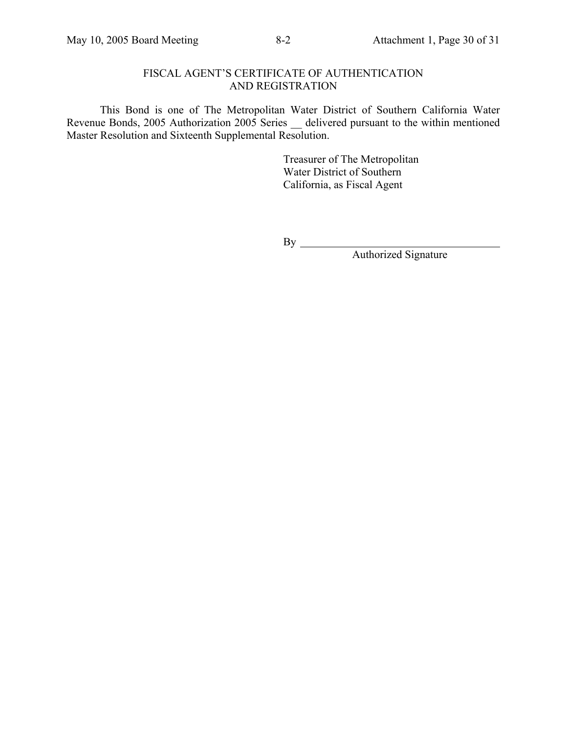## FISCAL AGENT'S CERTIFICATE OF AUTHENTICATION AND REGISTRATION

This Bond is one of The Metropolitan Water District of Southern California Water Revenue Bonds, 2005 Authorization 2005 Series __ delivered pursuant to the within mentioned Master Resolution and Sixteenth Supplemental Resolution.

Treasurer of The Metropolitan Water District of Southern California, as Fiscal Agent

By ____________________________________
Authorized Signature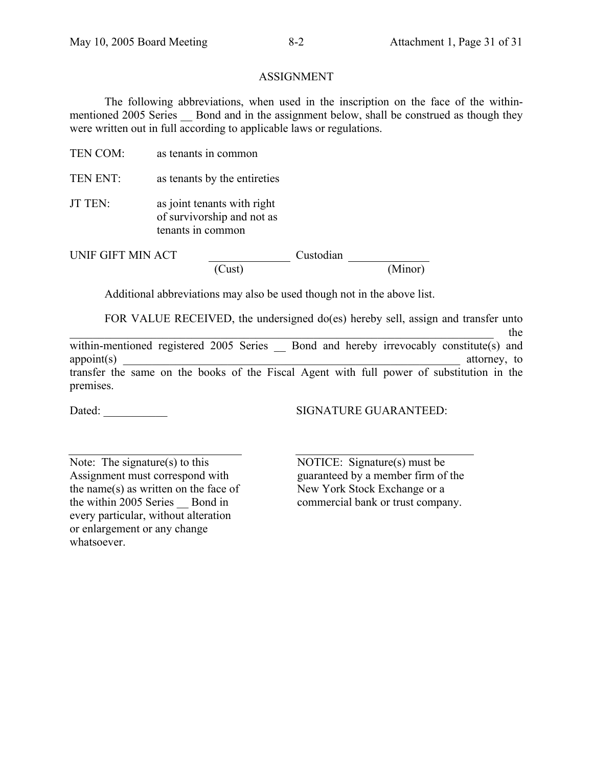## ASSIGNMENT

The following abbreviations, when used in the inscription on the face of the within-mentioned 2005 Series __ Bond and in the assignment below, shall be construed as though they were written out in full according to applicable laws or regulations.

TEN COM: as tenants in common

TEN ENT: as tenants by the entireties

JT TEN: as joint tenants with right of survivorship and not as tenants in common

UNIF GIFT MIN ACT ______________ Custodian ______________
(Cust) (Minor)

Additional abbreviations may also be used though not in the above list.

FOR VALUE RECEIVED, the undersigned do(es) hereby sell, assign and transfer unto ____________________________________________________________________ the within-mentioned registered 2005 Series __ Bond and hereby irrevocably constitute(s) and appoint(s) ____________________________________________________________ attorney, to transfer the same on the books of the Fiscal Agent with full power of substitution in the premises.

Dated: ___________

SIGNATURE GUARANTEED:

______________________________

Note: The signature(s) to this Assignment must correspond with the name(s) as written on the face of the within 2005 Series __ Bond in every particular, without alteration or enlargement or any change whatsoever.

______________________________

NOTICE: Signature(s) must be guaranteed by a member firm of the New York Stock Exchange or a commercial bank or trust company.